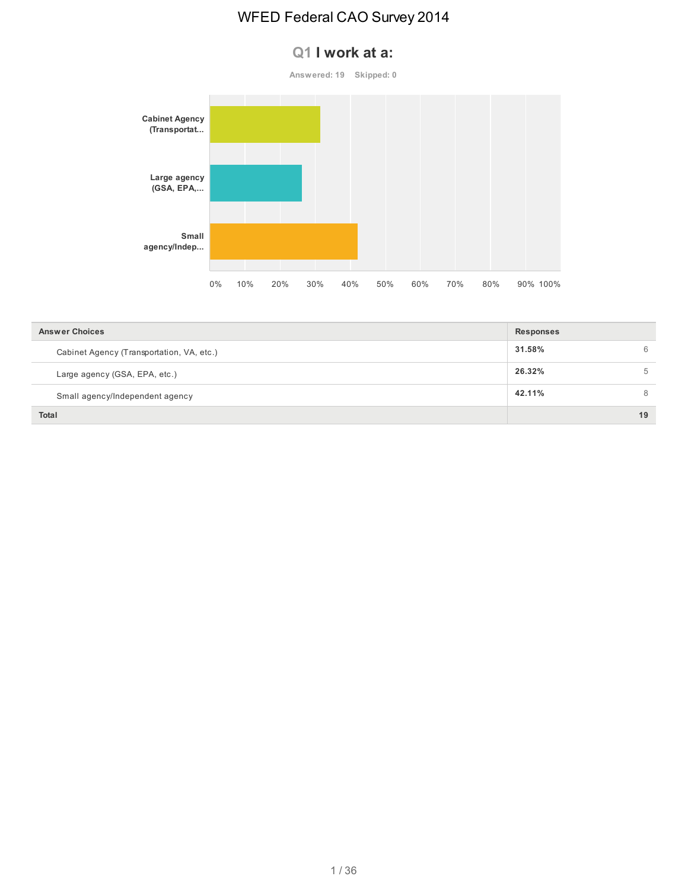# WFED Federal CAO Survey 2014

## Q1 I work at a:

Answered: 19 Skipped: 0

| Answer Choices | Responses | |
|---|---|---|
| Cabinet Agency (Transportation, VA, etc.) | 31.58% | 6 |
| Large agency (GSA, EPA, etc.) | 26.32% | 5 |
| Small agency/Independent agency | 42.11% | 8 |
| **Total** | | **19** |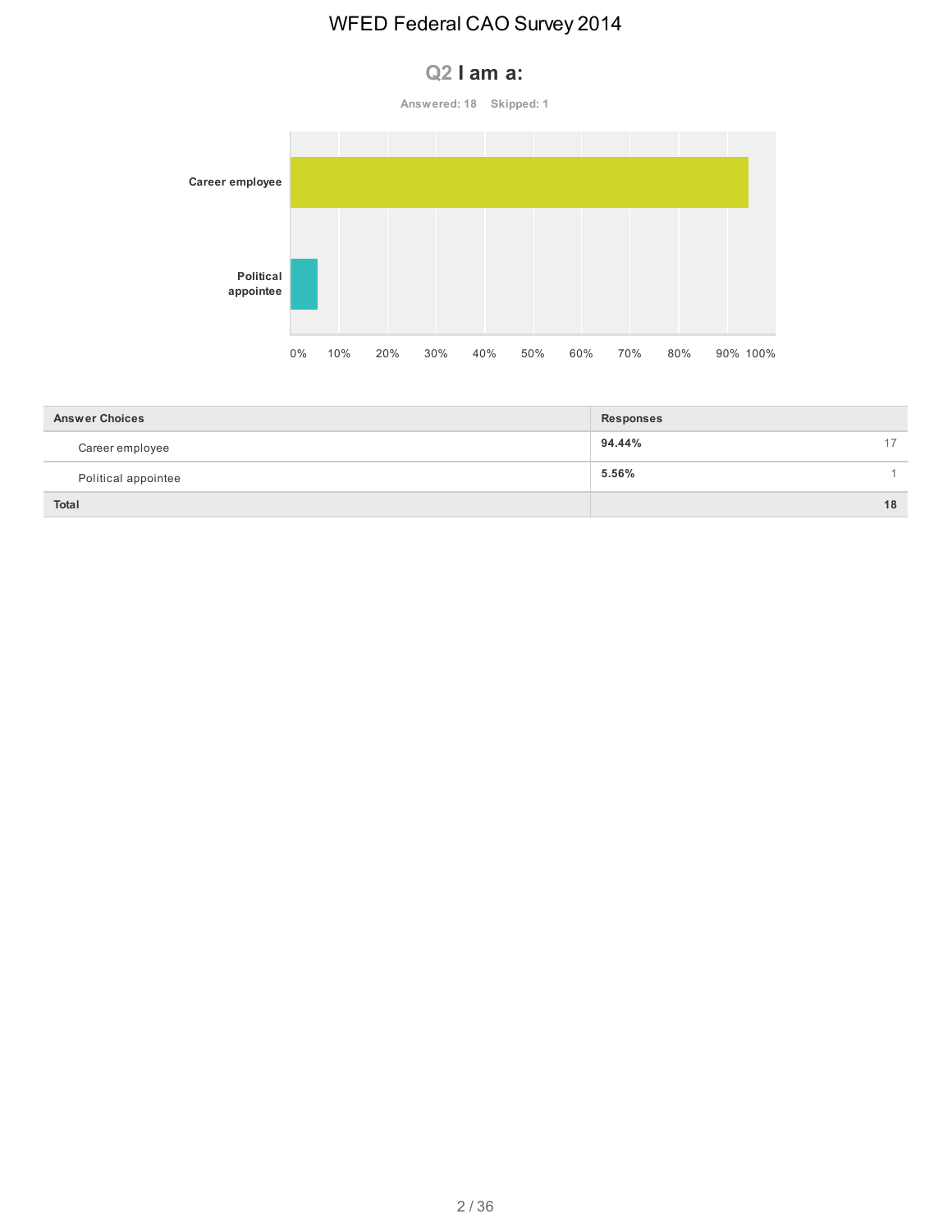## Q2 I am a:

Answered: 18 Skipped: 1

| Answer Choices | Responses | |
|---|---|---|
| Career employee | 94.44% | 17 |
| Political appointee | 5.56% | 1 |
| **Total** | | **18** |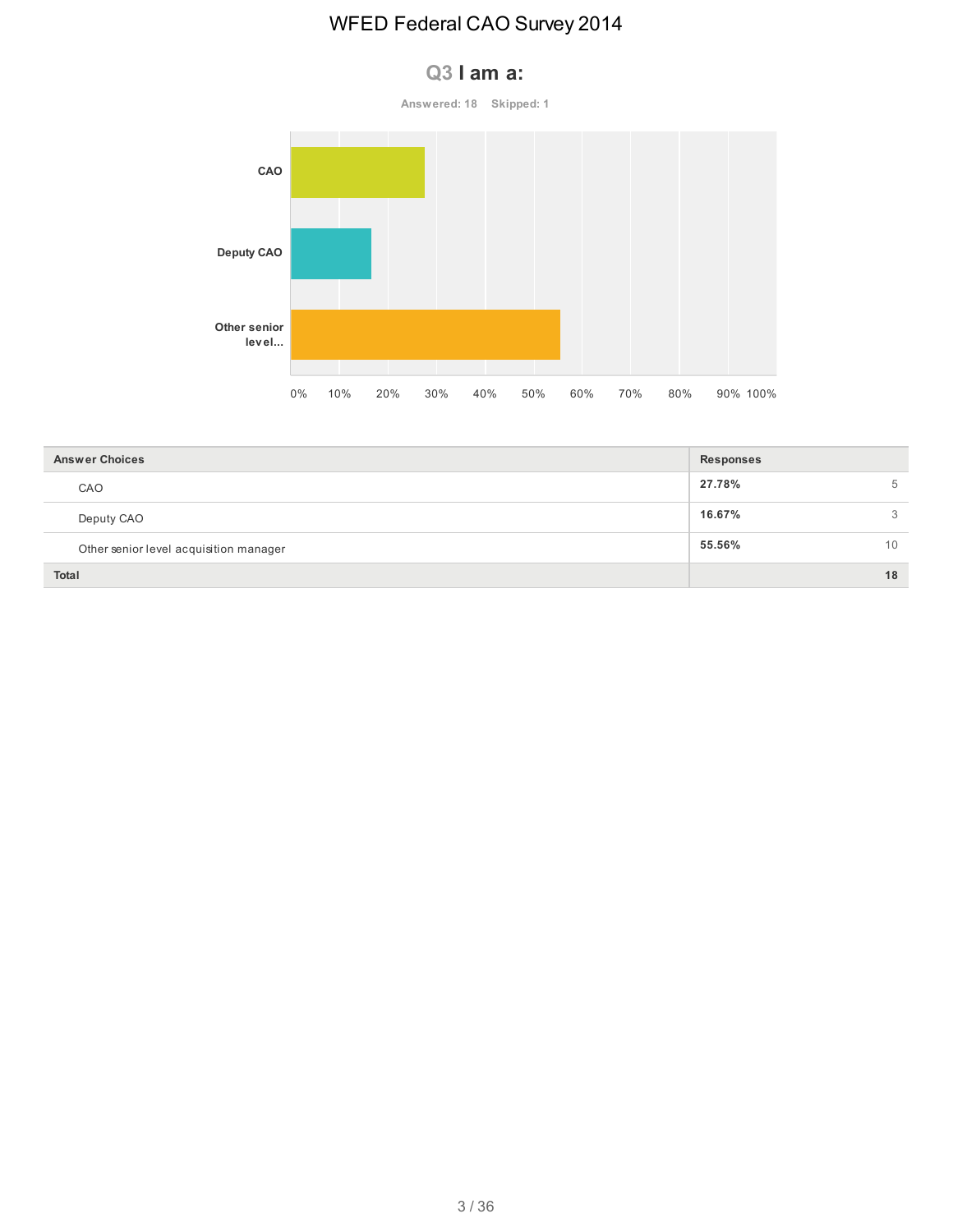## Q3 I am a:

Answered: 18 Skipped: 1

| Answer Choices | Responses | |
|---|---|---|
| CAO | 27.78% | 5 |
| Deputy CAO | 16.67% | 3 |
| Other senior level acquisition manager | 55.56% | 10 |
| **Total** | | **18** |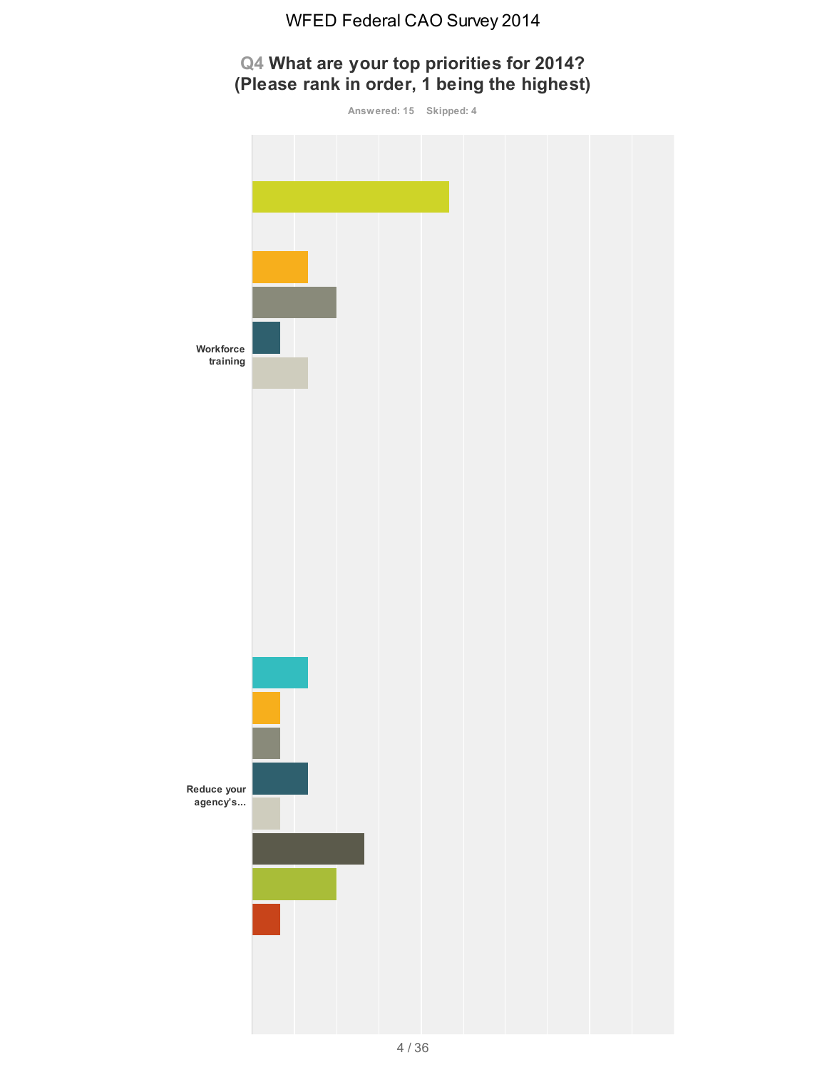WFED Federal CAO Survey 2014

## Q4 What are your top priorities for 2014? (Please rank in order, 1 being the highest)

Answered: 15 Skipped: 4

Workforce training

Reduce your agency's...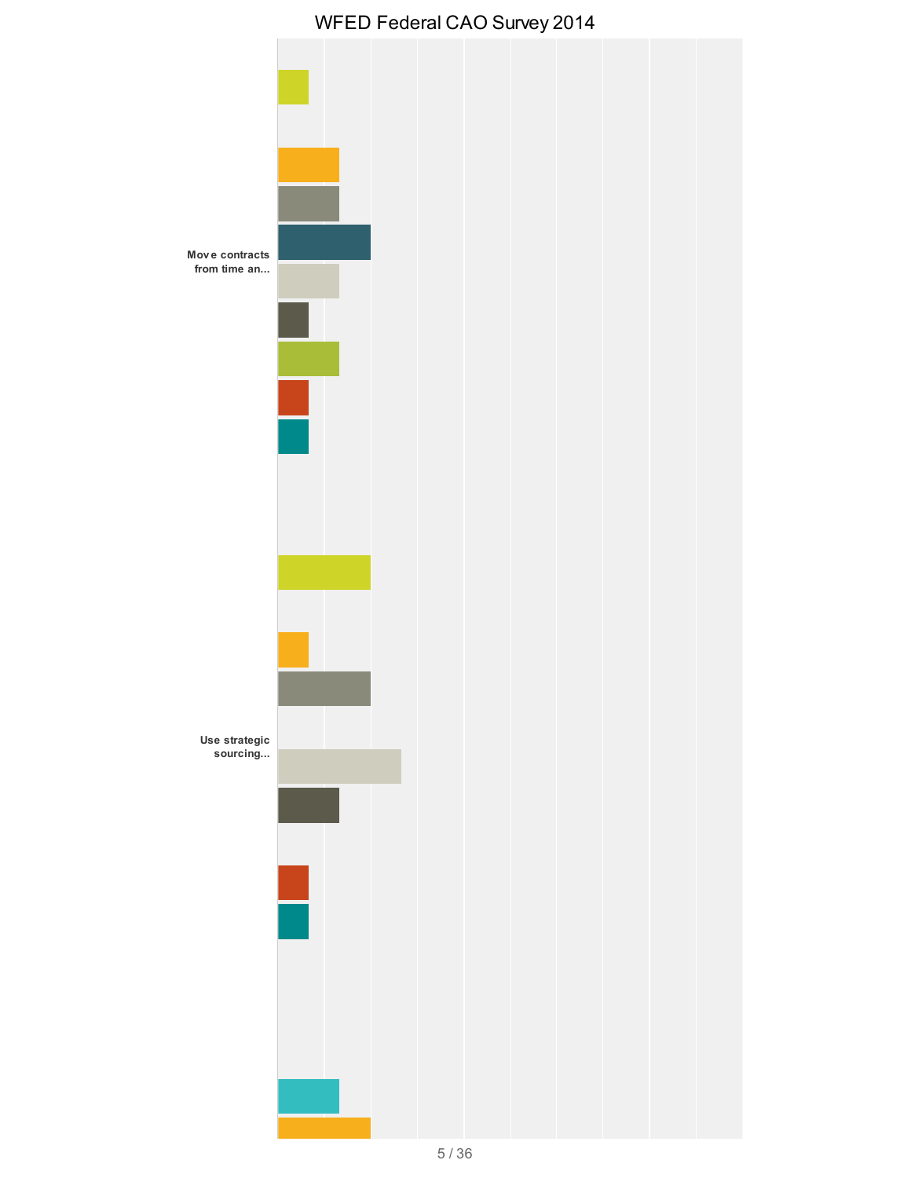# WFED Federal CAO Survey 2014

Move contracts from time an...

Use strategic sourcing...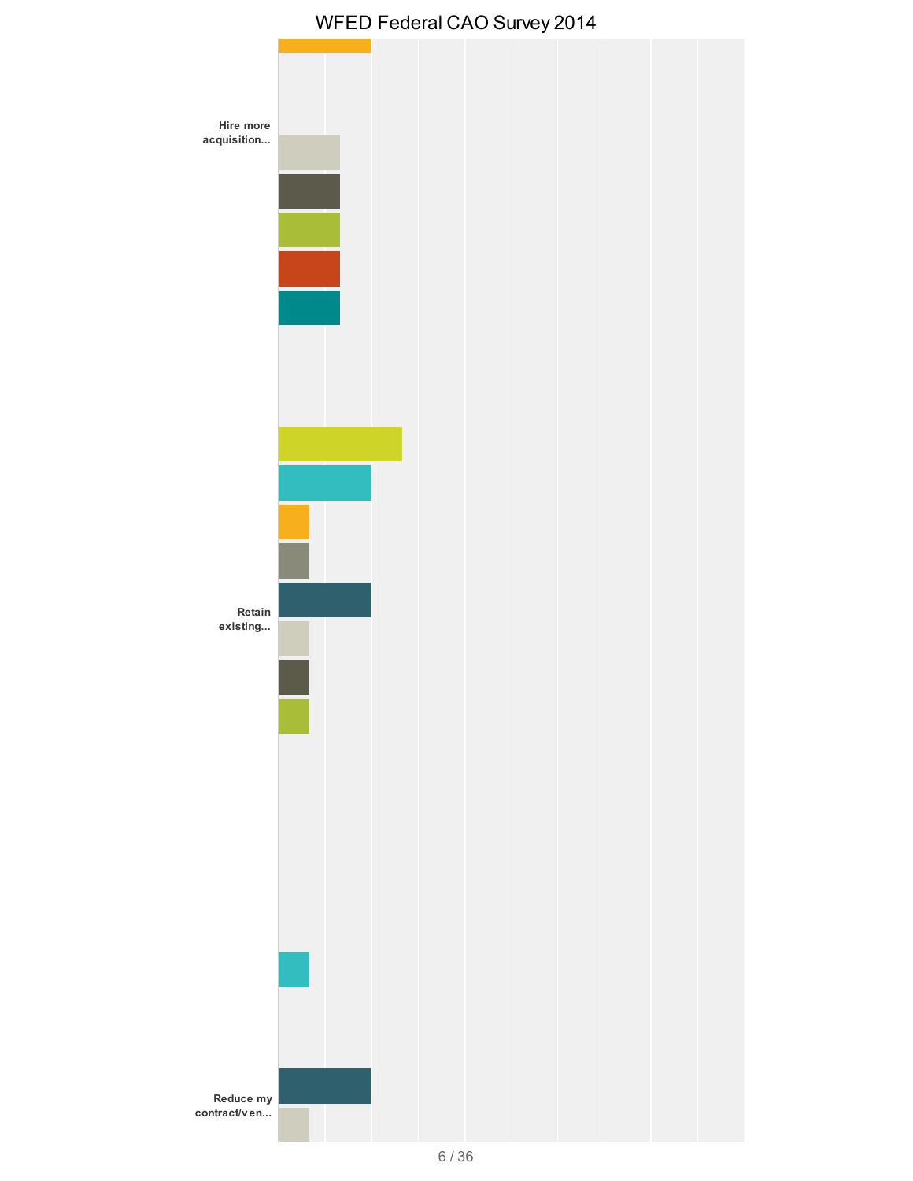# WFED Federal CAO Survey 2014

Hire more acquisition...

Retain existing...

Reduce my contract/ven...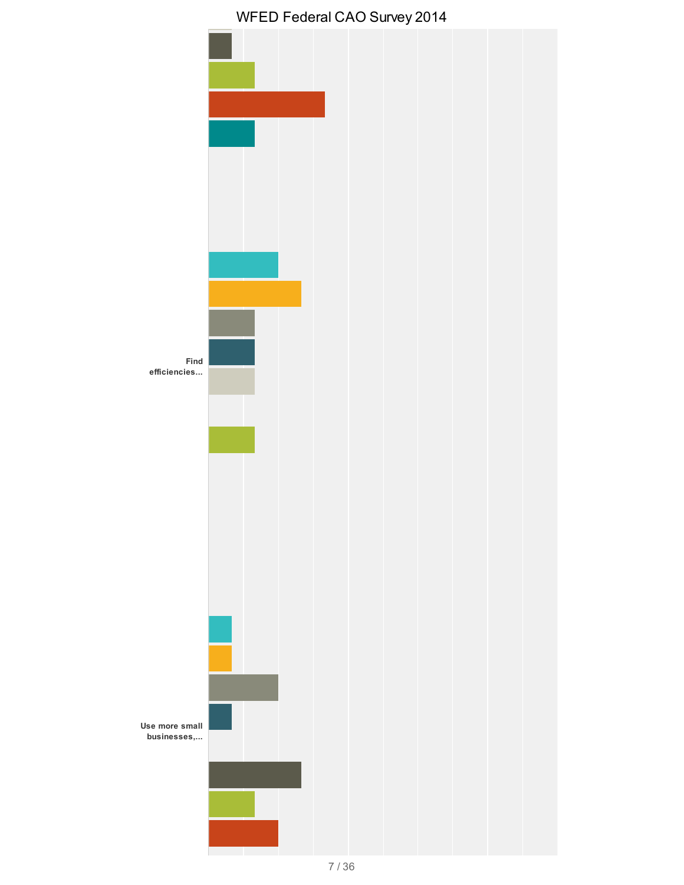# WFED Federal CAO Survey 2014

Find efficiencies...

Use more small businesses,...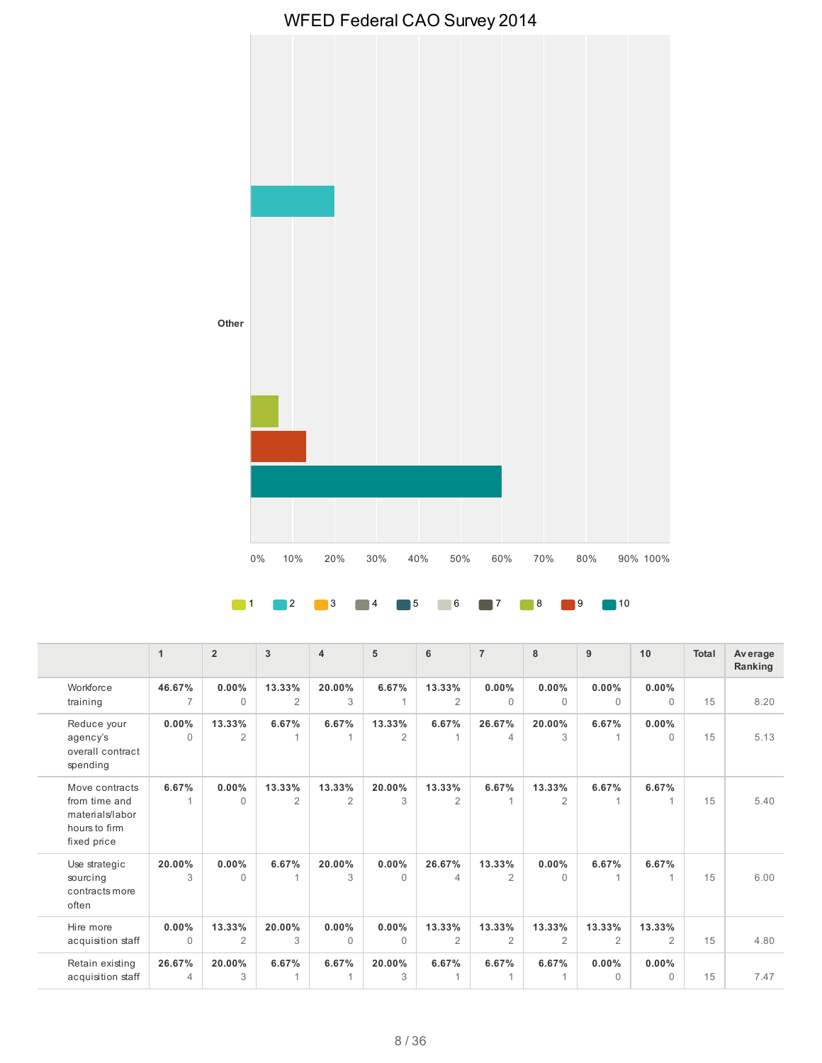## WFED Federal CAO Survey 2014

Other

0% 10% 20% 30% 40% 50% 60% 70% 80% 90% 100%

1 2 3 4 5 6 7 8 9 10

| | 1 | 2 | 3 | 4 | 5 | 6 | 7 | 8 | 9 | 10 | Total | Average Ranking |
|---|---|---|---|---|---|---|---|---|---|---|---|---|
| Workforce training | **46.67%** 7 | **0.00%** 0 | **13.33%** 2 | **20.00%** 3 | **6.67%** 1 | **13.33%** 2 | **0.00%** 0 | **0.00%** 0 | **0.00%** 0 | **0.00%** 0 | 15 | 8.20 |
| Reduce your agency's overall contract spending | **0.00%** 0 | **13.33%** 2 | **6.67%** 1 | **6.67%** 1 | **13.33%** 2 | **6.67%** 1 | **26.67%** 4 | **20.00%** 3 | **6.67%** 1 | **0.00%** 0 | 15 | 5.13 |
| Move contracts from time and materials/labor hours to firm fixed price | **6.67%** 1 | **0.00%** 0 | **13.33%** 2 | **13.33%** 2 | **20.00%** 3 | **13.33%** 2 | **6.67%** 1 | **13.33%** 2 | **6.67%** 1 | **6.67%** 1 | 15 | 5.40 |
| Use strategic sourcing contracts more often | **20.00%** 3 | **0.00%** 0 | **6.67%** 1 | **20.00%** 3 | **0.00%** 0 | **26.67%** 4 | **13.33%** 2 | **0.00%** 0 | **6.67%** 1 | **6.67%** 1 | 15 | 6.00 |
| Hire more acquisition staff | **0.00%** 0 | **13.33%** 2 | **20.00%** 3 | **0.00%** 0 | **0.00%** 0 | **13.33%** 2 | **13.33%** 2 | **13.33%** 2 | **13.33%** 2 | **13.33%** 2 | 15 | 4.80 |
| Retain existing acquisition staff | **26.67%** 4 | **20.00%** 3 | **6.67%** 1 | **6.67%** 1 | **20.00%** 3 | **6.67%** 1 | **6.67%** 1 | **6.67%** 1 | **0.00%** 0 | **0.00%** 0 | 15 | 7.47 |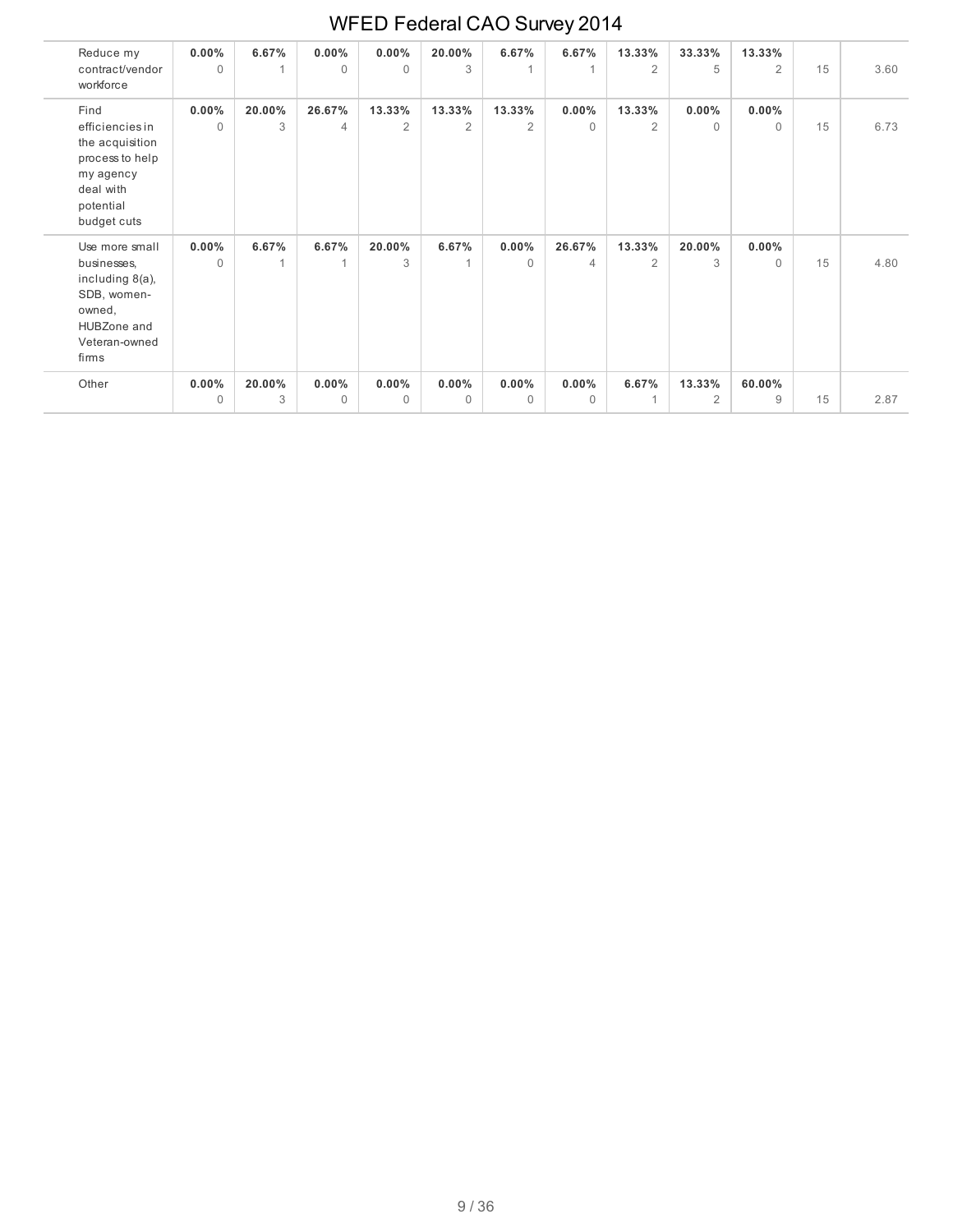| | | | | | | | | | | | | |
|---|---|---|---|---|---|---|---|---|---|---|---|---|
| Reduce my contract/vendor workforce | **0.00%** 0 | **6.67%** 1 | **0.00%** 0 | **0.00%** 0 | **20.00%** 3 | **6.67%** 1 | **6.67%** 1 | **13.33%** 2 | **33.33%** 5 | **13.33%** 2 | 15 | 3.60 |
| Find efficiencies in the acquisition process to help my agency deal with potential budget cuts | **0.00%** 0 | **20.00%** 3 | **26.67%** 4 | **13.33%** 2 | **13.33%** 2 | **13.33%** 2 | **0.00%** 0 | **13.33%** 2 | **0.00%** 0 | **0.00%** 0 | 15 | 6.73 |
| Use more small businesses, including 8(a), SDB, women-owned, HUBZone and Veteran-owned firms | **0.00%** 0 | **6.67%** 1 | **6.67%** 1 | **20.00%** 3 | **6.67%** 1 | **0.00%** 0 | **26.67%** 4 | **13.33%** 2 | **20.00%** 3 | **0.00%** 0 | 15 | 4.80 |
| Other | **0.00%** 0 | **20.00%** 3 | **0.00%** 0 | **0.00%** 0 | **0.00%** 0 | **0.00%** 0 | **0.00%** 0 | **6.67%** 1 | **13.33%** 2 | **60.00%** 9 | 15 | 2.87 |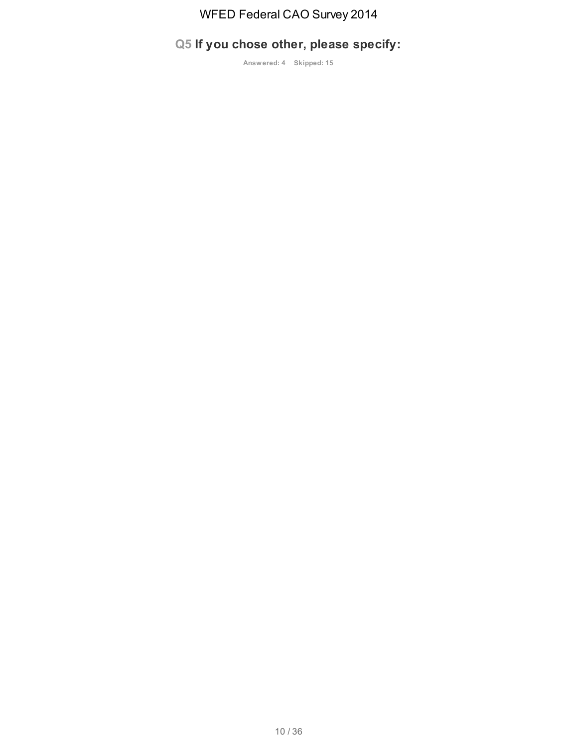## Q5 If you chose other, please specify:

Answered: 4 Skipped: 15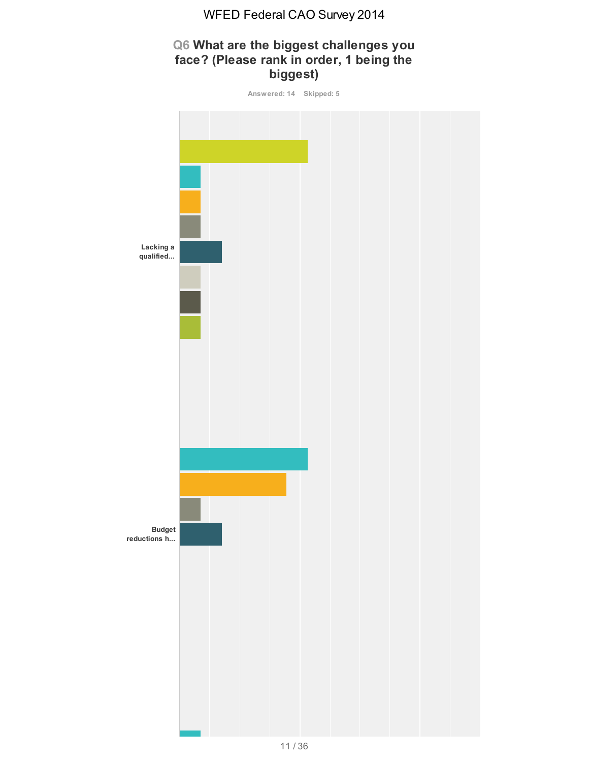WFED Federal CAO Survey 2014

## Q6 What are the biggest challenges you face? (Please rank in order, 1 being the biggest)

Answered: 14 Skipped: 5

Lacking a qualified...

Budget reductions h...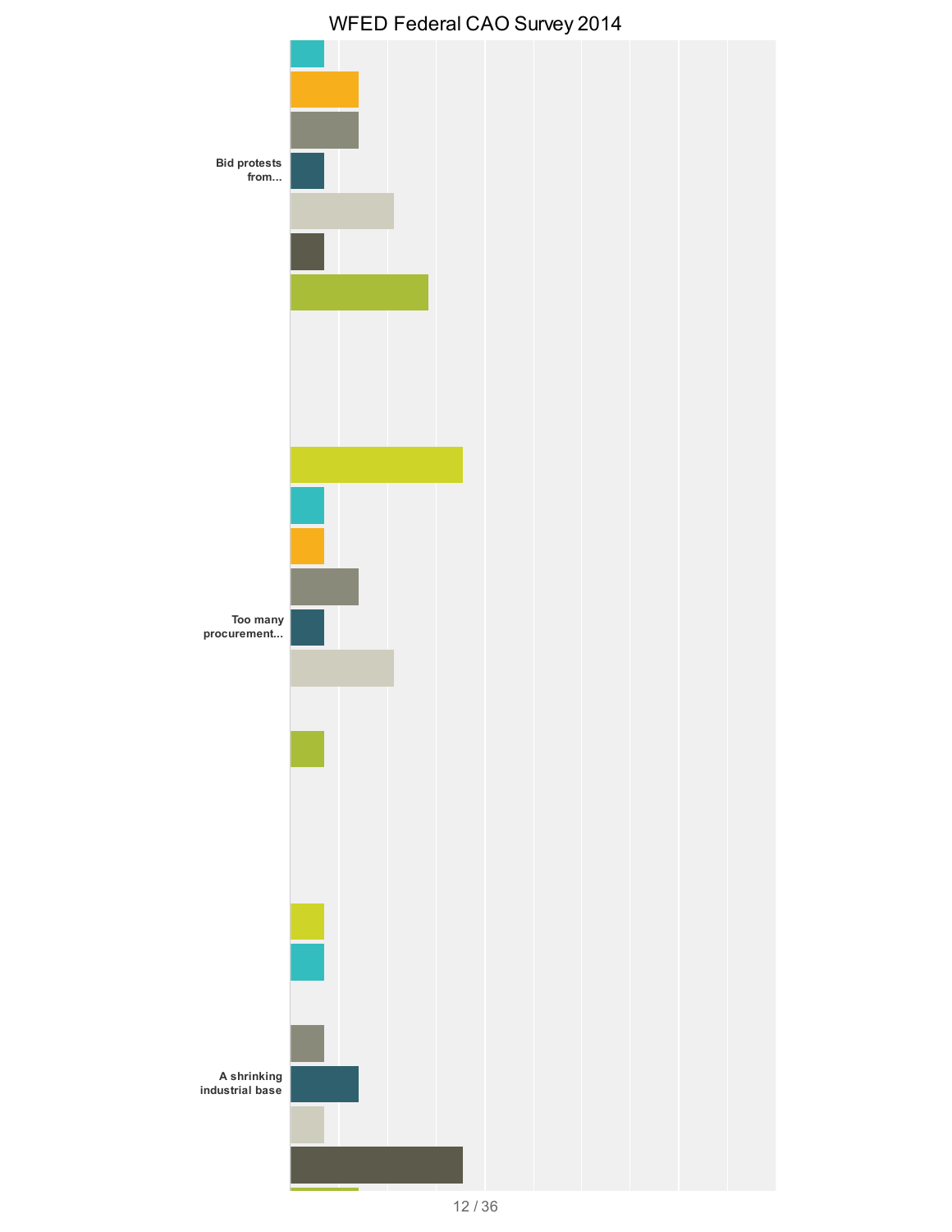# WFED Federal CAO Survey 2014

Bid protests from...

Too many procurement...

A shrinking industrial base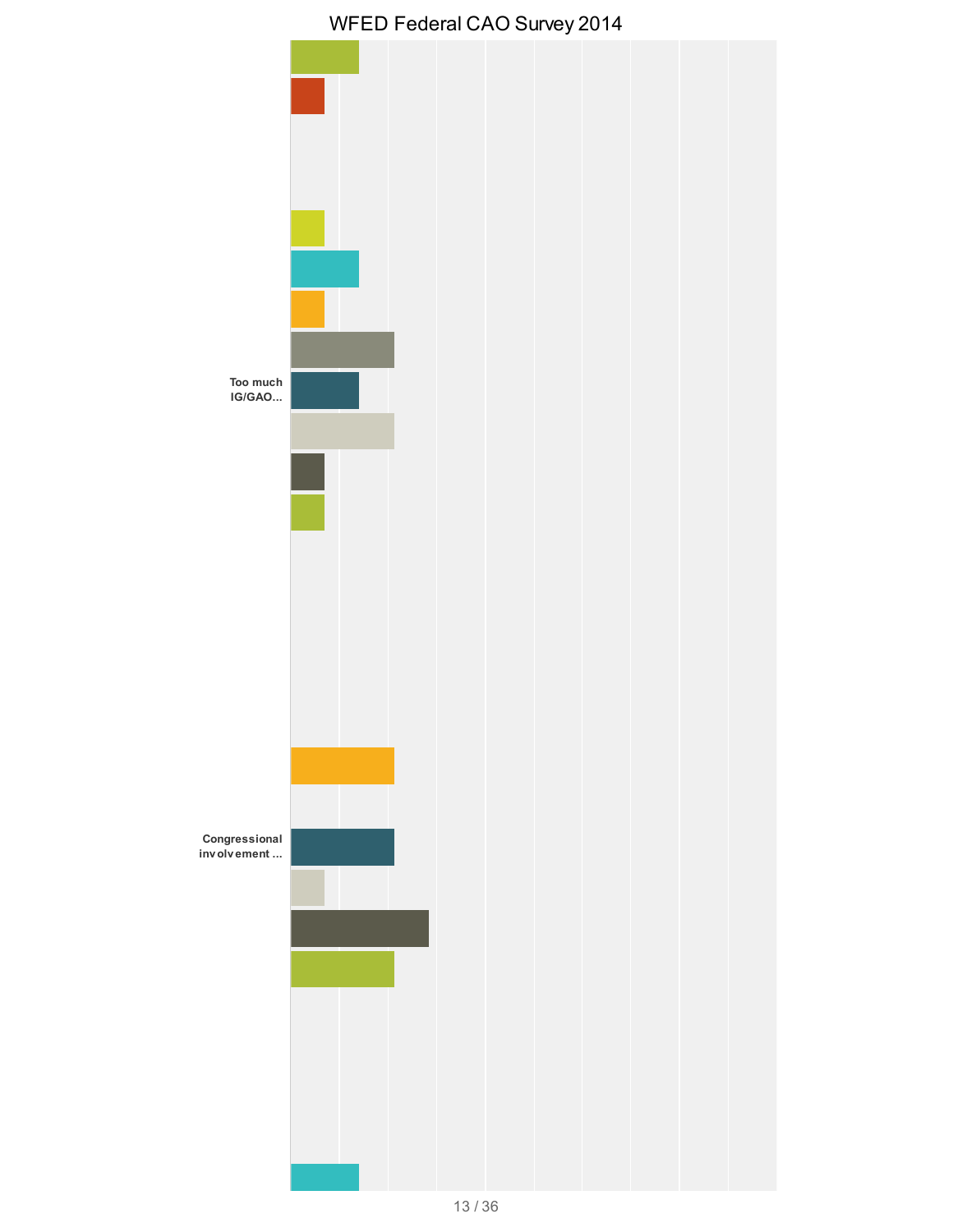# WFED Federal CAO Survey 2014

Too much IG/GAO...

Congressional involvement ...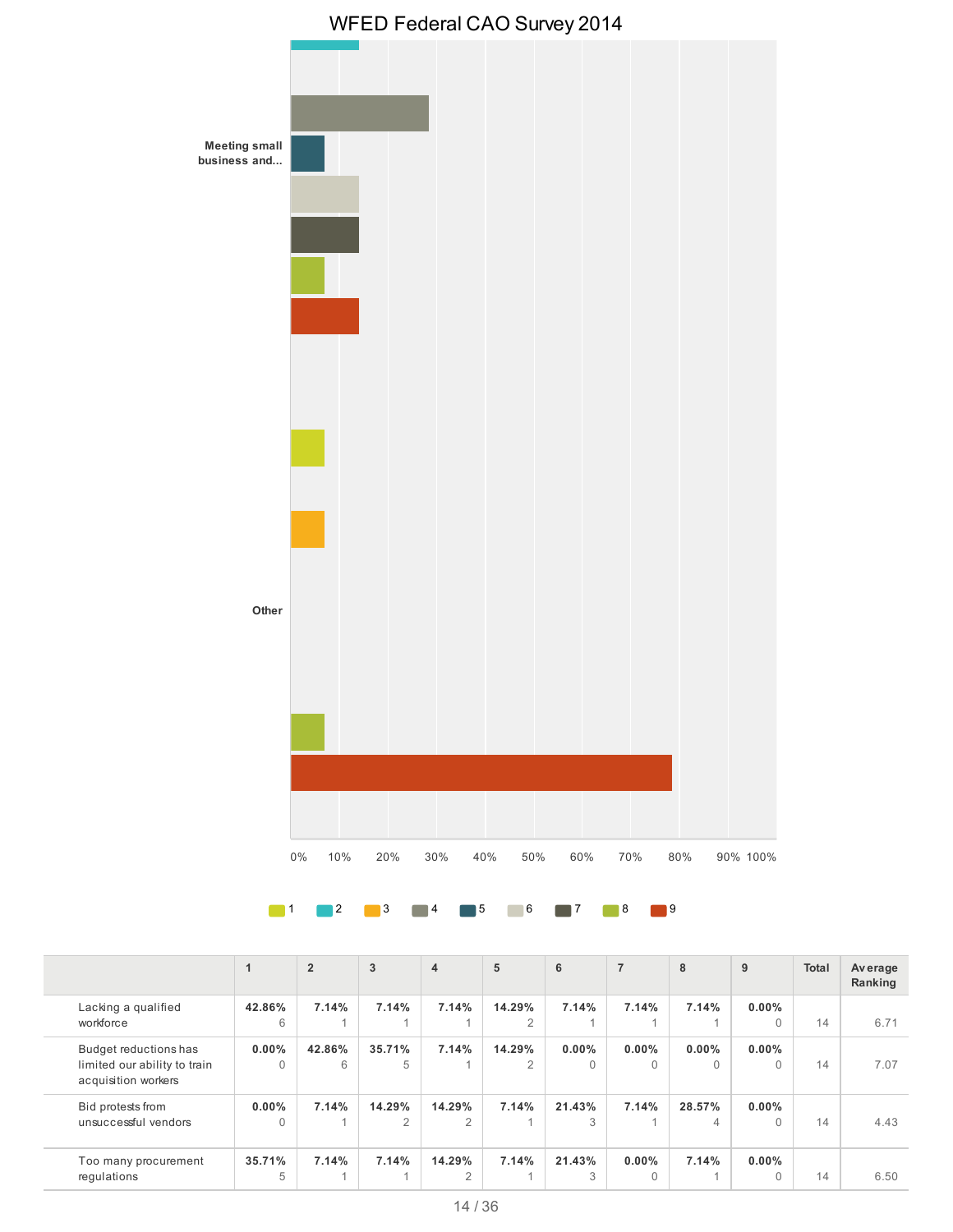## WFED Federal CAO Survey 2014

Meeting small business and...

Other

0% 10% 20% 30% 40% 50% 60% 70% 80% 90% 100%

1 2 3 4 5 6 7 8 9

| | 1 | 2 | 3 | 4 | 5 | 6 | 7 | 8 | 9 | Total | Average Ranking |
|---|---|---|---|---|---|---|---|---|---|---|---|
| Lacking a qualified workforce | **42.86%** 6 | **7.14%** 1 | **7.14%** 1 | **7.14%** 1 | **14.29%** 2 | **7.14%** 1 | **7.14%** 1 | **7.14%** 1 | **0.00%** 0 | 14 | 6.71 |
| Budget reductions has limited our ability to train acquisition workers | **0.00%** 0 | **42.86%** 6 | **35.71%** 5 | **7.14%** 1 | **14.29%** 2 | **0.00%** 0 | **0.00%** 0 | **0.00%** 0 | **0.00%** 0 | 14 | 7.07 |
| Bid protests from unsuccessful vendors | **0.00%** 0 | **7.14%** 1 | **14.29%** 2 | **14.29%** 2 | **7.14%** 1 | **21.43%** 3 | **7.14%** 1 | **28.57%** 4 | **0.00%** 0 | 14 | 4.43 |
| Too many procurement regulations | **35.71%** 5 | **7.14%** 1 | **7.14%** 1 | **14.29%** 2 | **7.14%** 1 | **21.43%** 3 | **0.00%** 0 | **7.14%** 1 | **0.00%** 0 | 14 | 6.50 |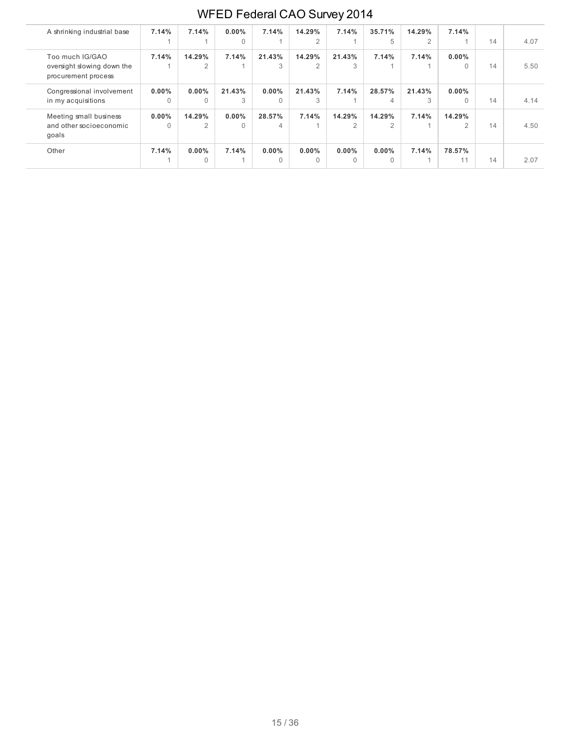| | | | | | | | | | | | |
|---|---|---|---|---|---|---|---|---|---|---|---|
| A shrinking industrial base | **7.14%** 1 | **7.14%** 1 | **0.00%** 0 | **7.14%** 1 | **14.29%** 2 | **7.14%** 1 | **35.71%** 5 | **14.29%** 2 | **7.14%** 1 | 14 | 4.07 |
| Too much IG/GAO oversight slowing down the procurement process | **7.14%** 1 | **14.29%** 2 | **7.14%** 1 | **21.43%** 3 | **14.29%** 2 | **21.43%** 3 | **7.14%** 1 | **7.14%** 1 | **0.00%** 0 | 14 | 5.50 |
| Congressional involvement in my acquisitions | **0.00%** 0 | **0.00%** 0 | **21.43%** 3 | **0.00%** 0 | **21.43%** 3 | **7.14%** 1 | **28.57%** 4 | **21.43%** 3 | **0.00%** 0 | 14 | 4.14 |
| Meeting small business and other socioeconomic goals | **0.00%** 0 | **14.29%** 2 | **0.00%** 0 | **28.57%** 4 | **7.14%** 1 | **14.29%** 2 | **14.29%** 2 | **7.14%** 1 | **14.29%** 2 | 14 | 4.50 |
| Other | **7.14%** 1 | **0.00%** 0 | **7.14%** 1 | **0.00%** 0 | **0.00%** 0 | **0.00%** 0 | **0.00%** 0 | **7.14%** 1 | **78.57%** 11 | 14 | 2.07 |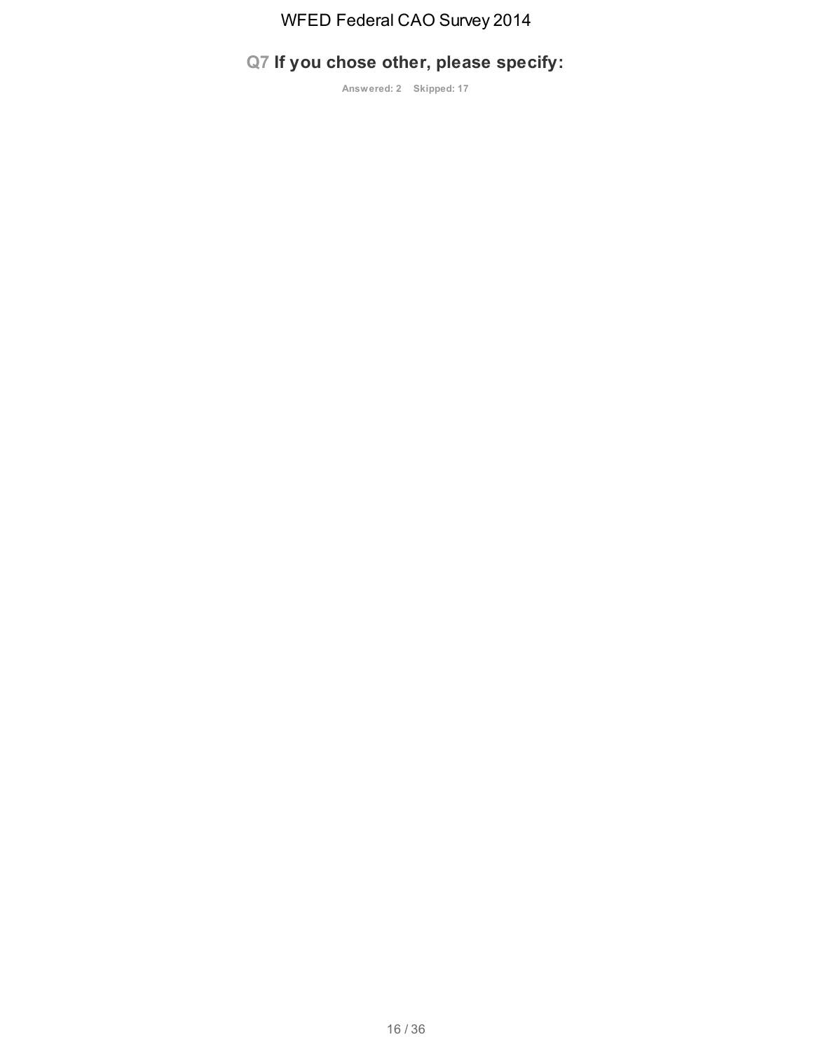## Q7 If you chose other, please specify:

Answered: 2 Skipped: 17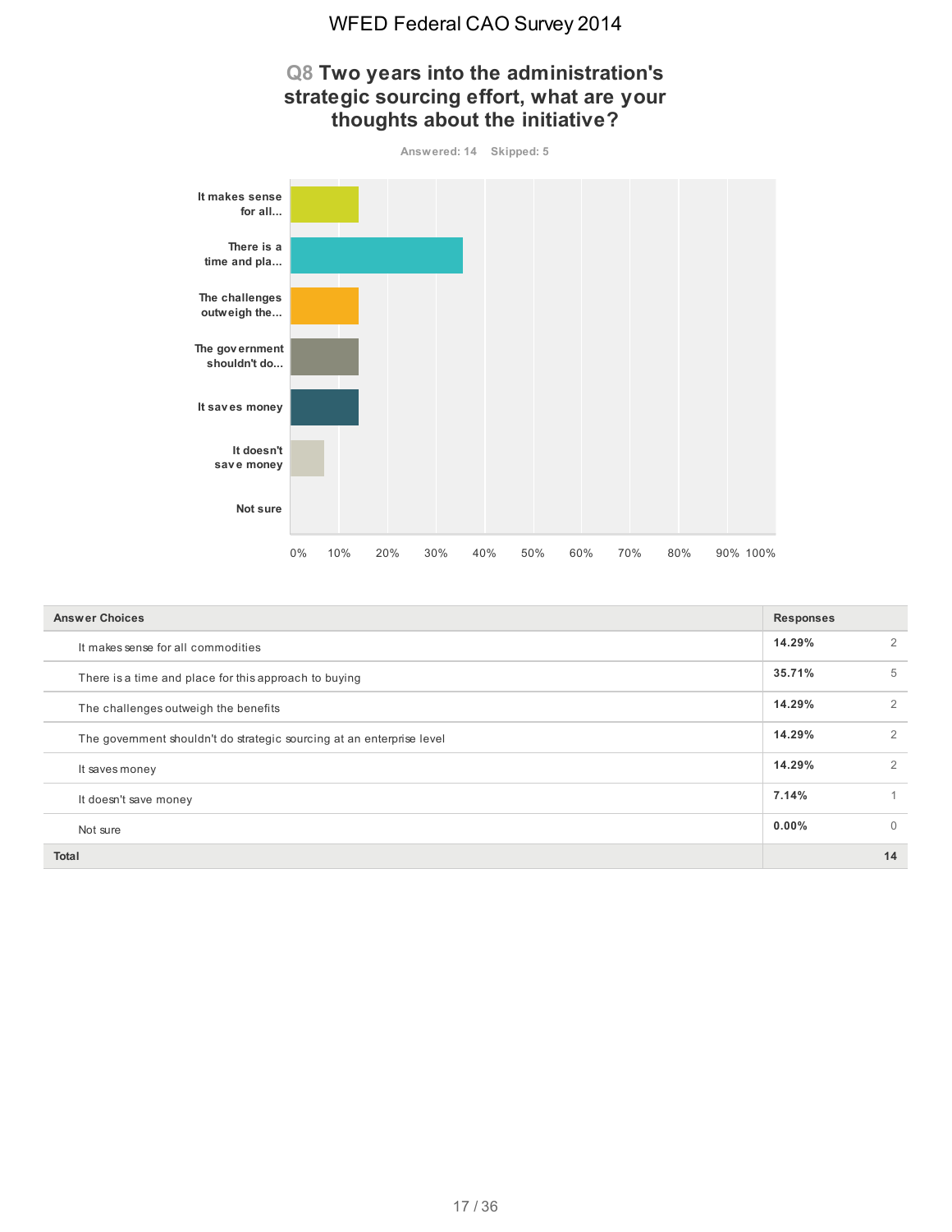# WFED Federal CAO Survey 2014

## Q8 Two years into the administration's strategic sourcing effort, what are your thoughts about the initiative?

Answered: 14 Skipped: 5

| Answer Choices | Responses | |
|---|---|---|
| It makes sense for all commodities | 14.29% | 2 |
| There is a time and place for this approach to buying | 35.71% | 5 |
| The challenges outweigh the benefits | 14.29% | 2 |
| The government shouldn't do strategic sourcing at an enterprise level | 14.29% | 2 |
| It saves money | 14.29% | 2 |
| It doesn't save money | 7.14% | 1 |
| Not sure | 0.00% | 0 |
| **Total** | | **14** |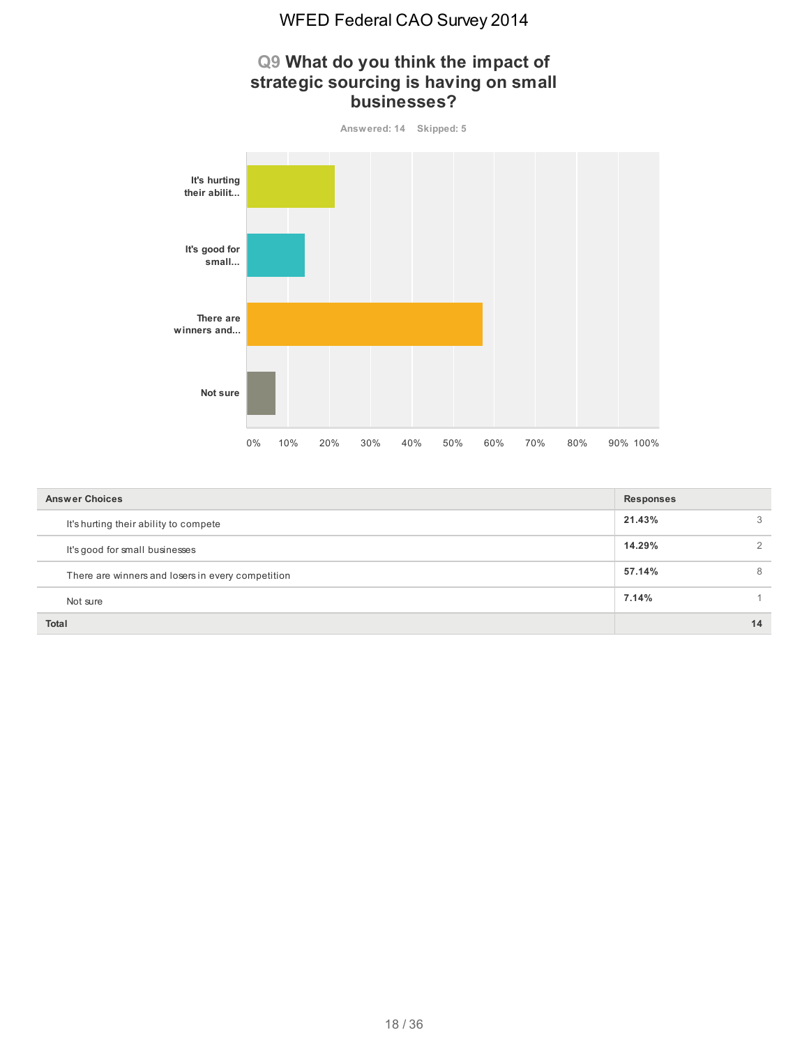# WFED Federal CAO Survey 2014

## Q9 What do you think the impact of strategic sourcing is having on small businesses?

Answered: 14 Skipped: 5

| Answer Choices | Responses | |
|---|---|---|
| It's hurting their ability to compete | 21.43% | 3 |
| It's good for small businesses | 14.29% | 2 |
| There are winners and losers in every competition | 57.14% | 8 |
| Not sure | 7.14% | 1 |
| **Total** | | **14** |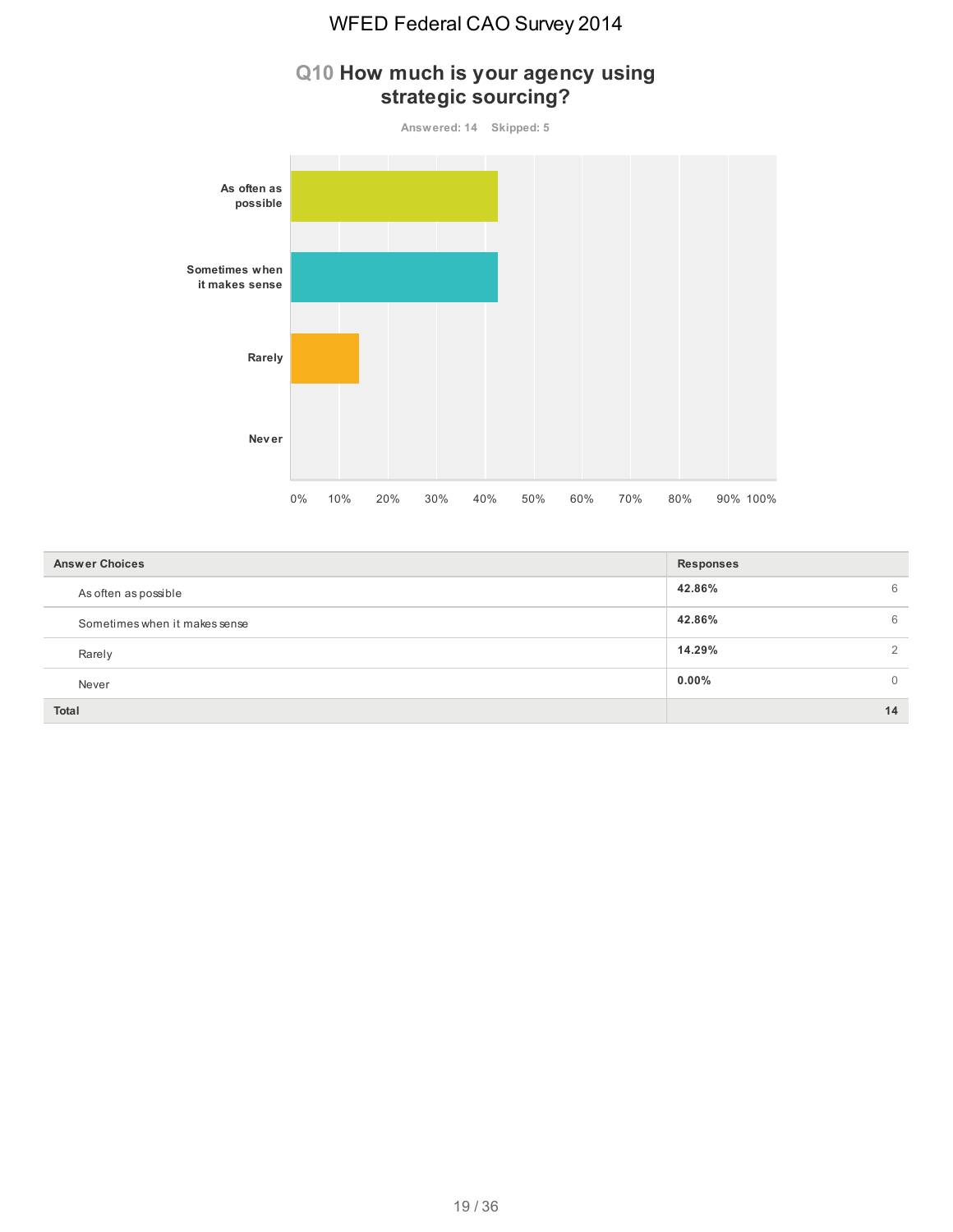# Q10 How much is your agency using strategic sourcing?

Answered: 14 Skipped: 5

| Answer Choices | Responses | |
|---|---|---|
| As often as possible | 42.86% | 6 |
| Sometimes when it makes sense | 42.86% | 6 |
| Rarely | 14.29% | 2 |
| Never | 0.00% | 0 |
| **Total** | | **14** |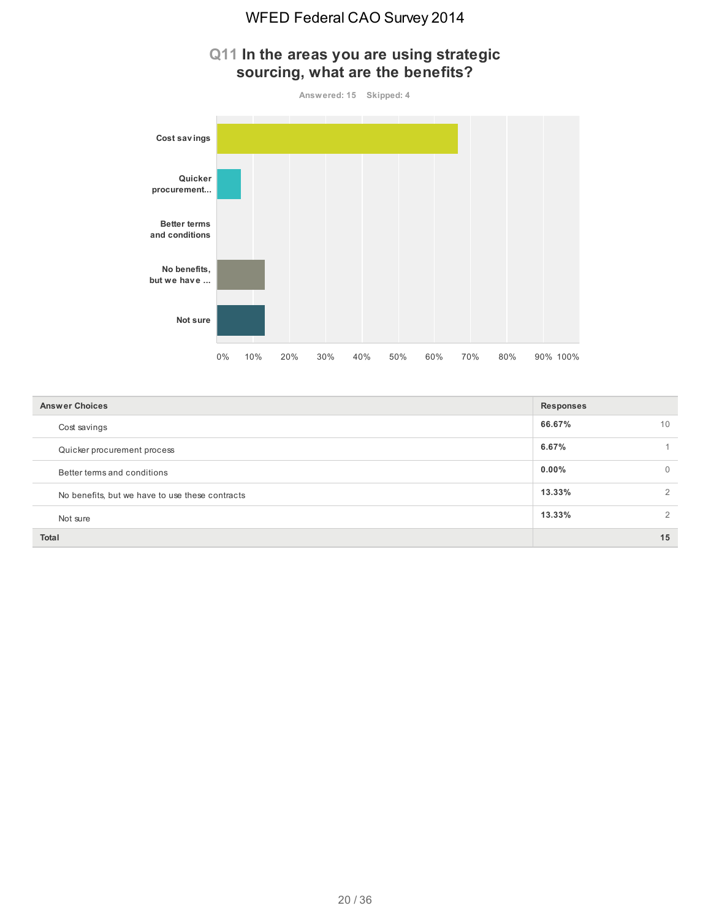## Q11 In the areas you are using strategic sourcing, what are the benefits?

Answered: 15 Skipped: 4

| Answer Choices | Responses | |
|---|---|---|
| Cost savings | 66.67% | 10 |
| Quicker procurement process | 6.67% | 1 |
| Better terms and conditions | 0.00% | 0 |
| No benefits, but we have to use these contracts | 13.33% | 2 |
| Not sure | 13.33% | 2 |
| **Total** | | **15** |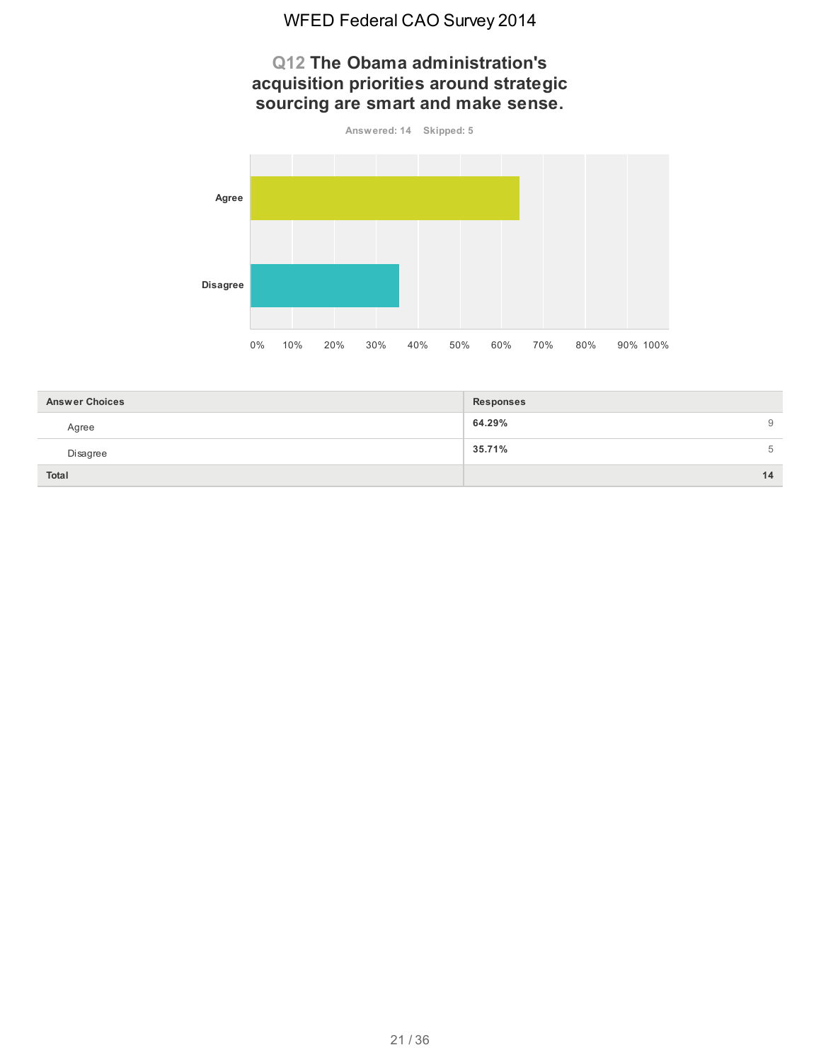## Q12 The Obama administration's acquisition priorities around strategic sourcing are smart and make sense.

Answered: 14 Skipped: 5

| Answer Choices | Responses | |
|---|---|---|
| Agree | 64.29% | 9 |
| Disagree | 35.71% | 5 |
| **Total** | | **14** |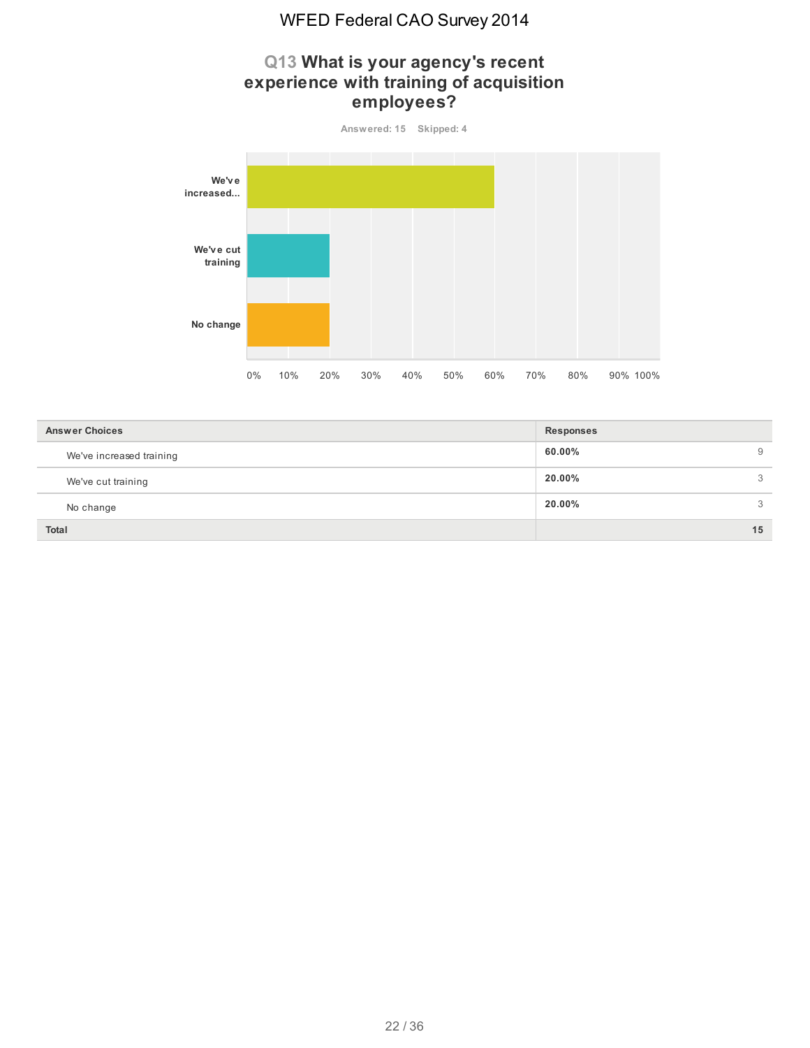## Q13 What is your agency's recent experience with training of acquisition employees?

Answered: 15 Skipped: 4

| Answer Choices | Responses | |
|---|---|---|
| We've increased training | 60.00% | 9 |
| We've cut training | 20.00% | 3 |
| No change | 20.00% | 3 |
| **Total** | | **15** |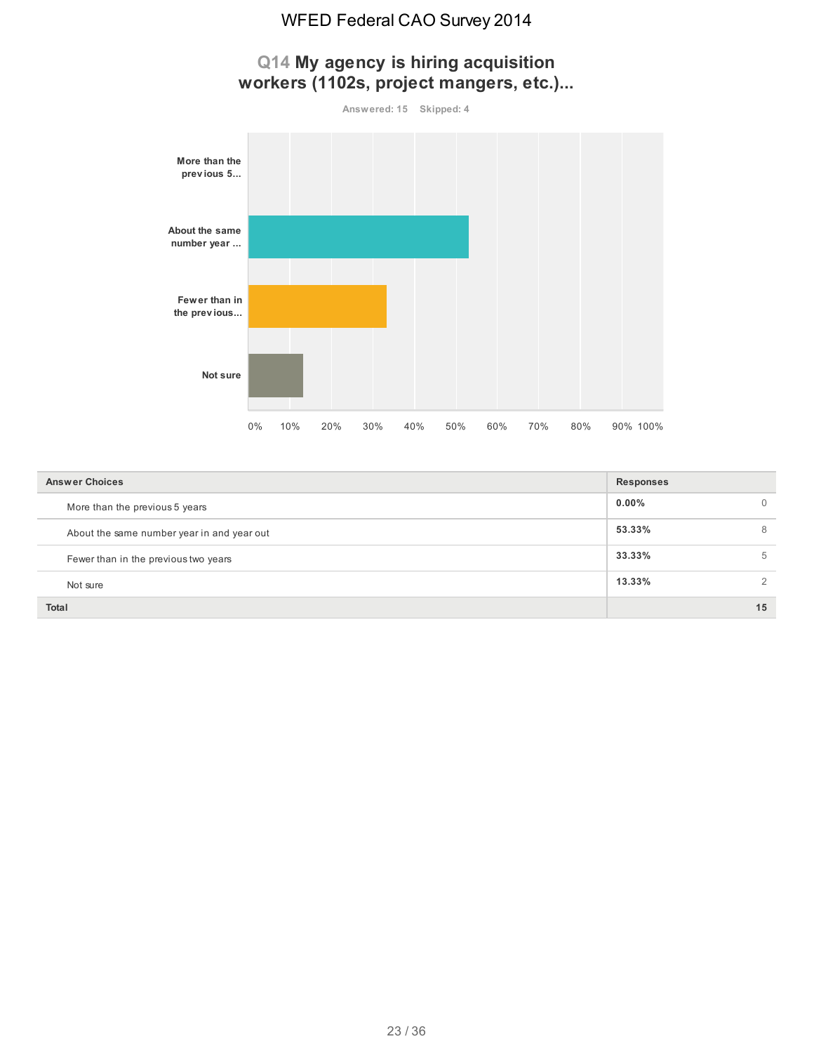# WFED Federal CAO Survey 2014

## Q14 My agency is hiring acquisition workers (1102s, project mangers, etc.)...

Answered: 15 Skipped: 4

| Answer Choices | Responses | |
|---|---|---|
| More than the previous 5 years | **0.00%** | 0 |
| About the same number year in and year out | **53.33%** | 8 |
| Fewer than in the previous two years | **33.33%** | 5 |
| Not sure | **13.33%** | 2 |
| **Total** | | **15** |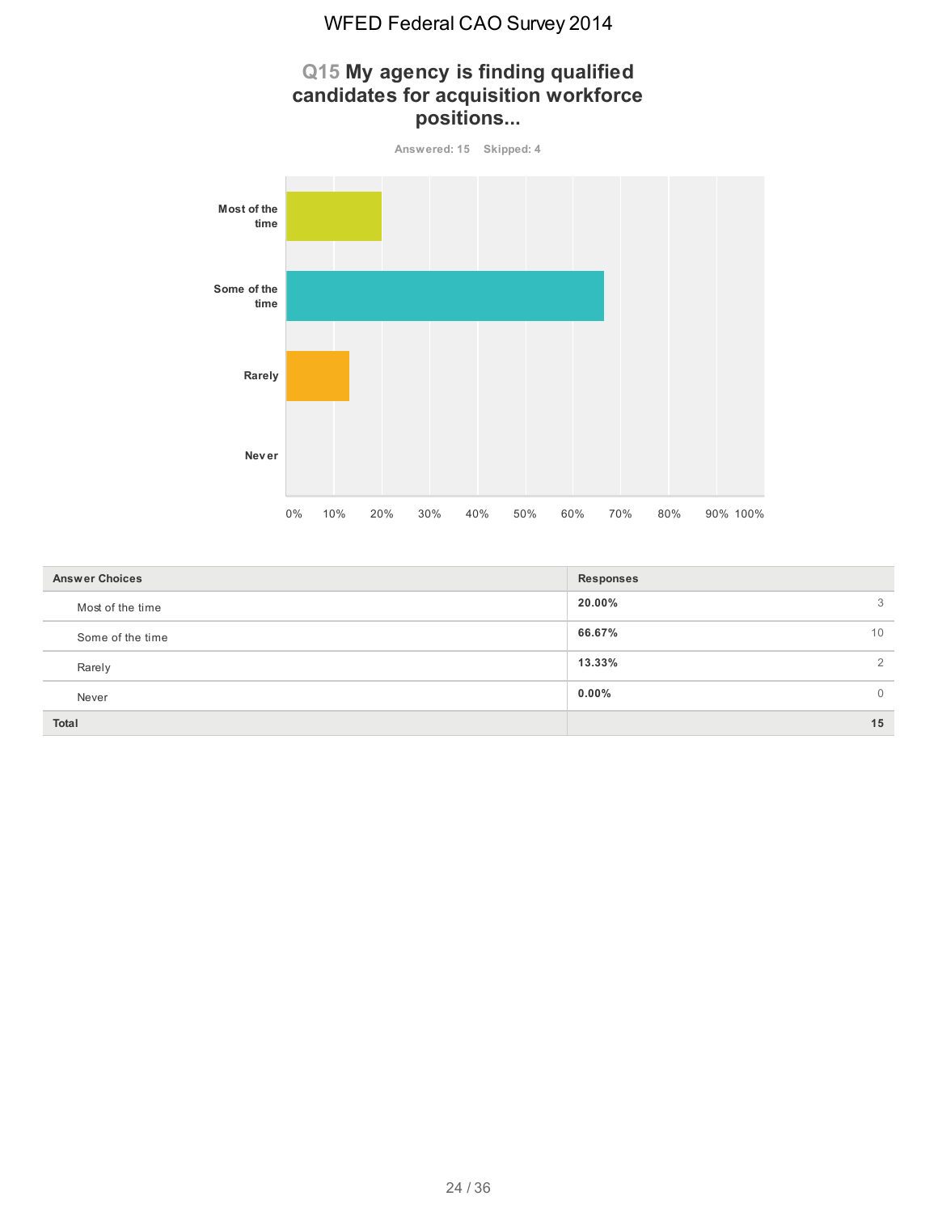# WFED Federal CAO Survey 2014

## Q15 My agency is finding qualified candidates for acquisition workforce positions...

Answered: 15 Skipped: 4

| Answer Choices | Responses | |
|---|---|---|
| Most of the time | 20.00% | 3 |
| Some of the time | 66.67% | 10 |
| Rarely | 13.33% | 2 |
| Never | 0.00% | 0 |
| **Total** | | **15** |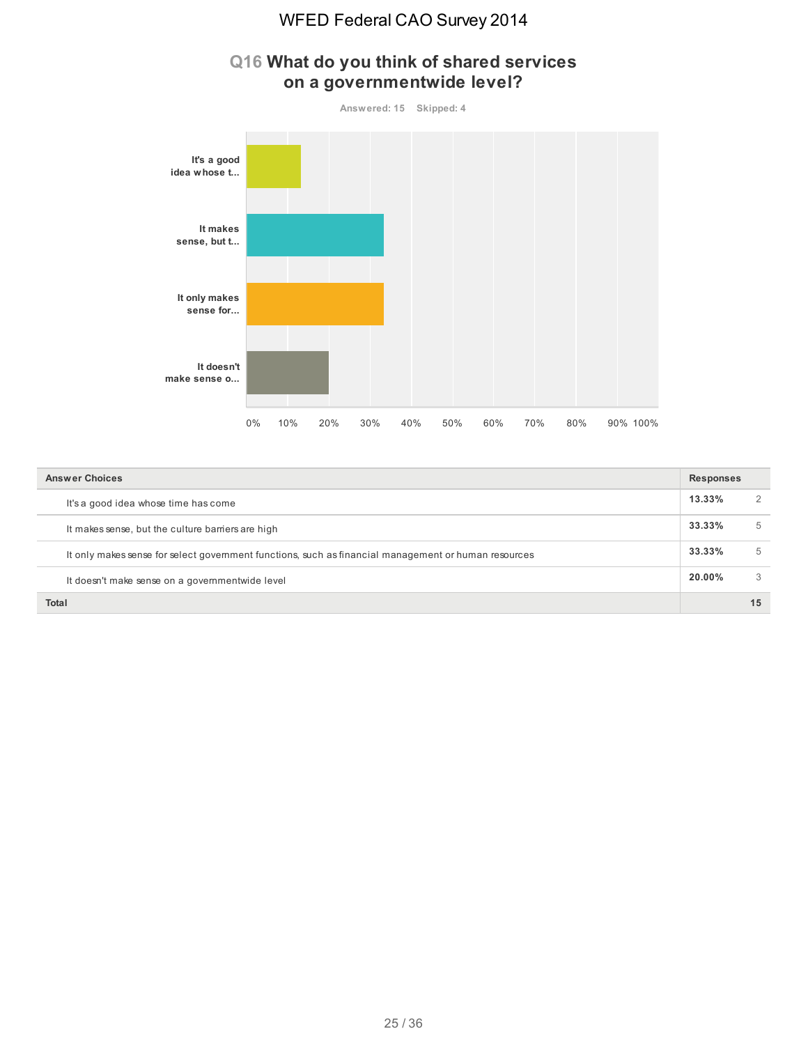# Q16 What do you think of shared services on a governmentwide level?

Answered: 15 Skipped: 4

It's a good idea whose t...

It makes sense, but t...

It only makes sense for...

It doesn't make sense o...

0% 10% 20% 30% 40% 50% 60% 70% 80% 90% 100%

| Answer Choices | Responses | |
|---|---|---|
| It's a good idea whose time has come | 13.33% | 2 |
| It makes sense, but the culture barriers are high | 33.33% | 5 |
| It only makes sense for select government functions, such as financial management or human resources | 33.33% | 5 |
| It doesn't make sense on a governmentwide level | 20.00% | 3 |
| **Total** | | **15** |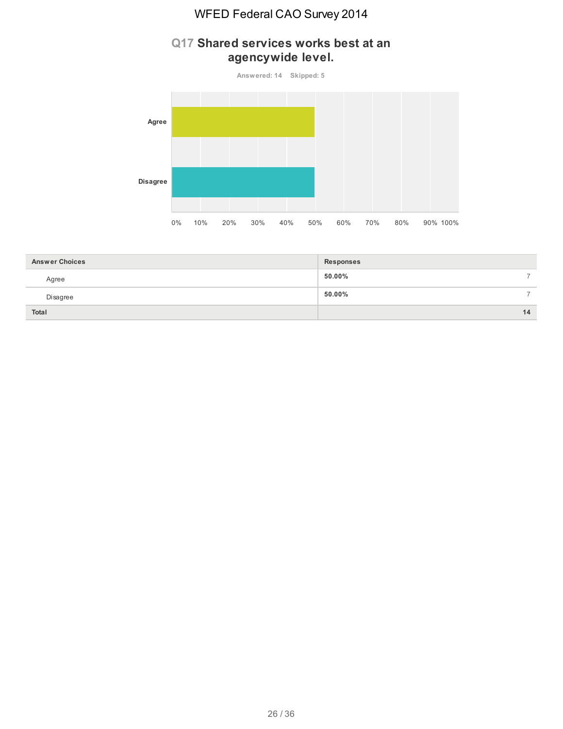## Q17 Shared services works best at an agencywide level.

Answered: 14 Skipped: 5

| Answer Choices | Responses | |
|---|---|---|
| Agree | 50.00% | 7 |
| Disagree | 50.00% | 7 |
| Total | | 14 |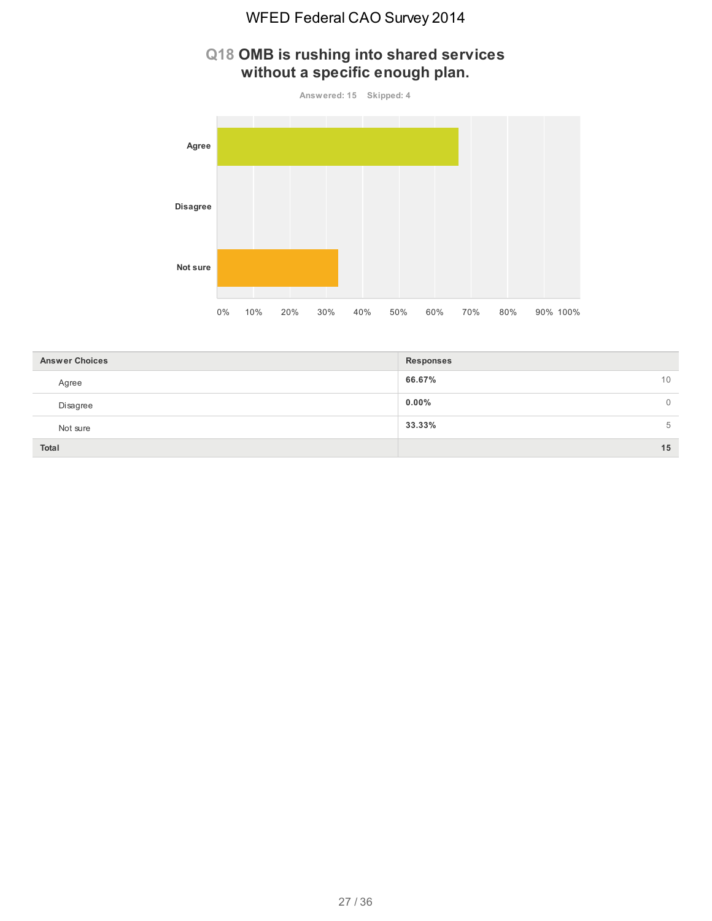## Q18 OMB is rushing into shared services without a specific enough plan.

Answered: 15 Skipped: 4

| Answer Choices | Responses | |
|---|---|---|
| Agree | 66.67% | 10 |
| Disagree | 0.00% | 0 |
| Not sure | 33.33% | 5 |
| Total | | 15 |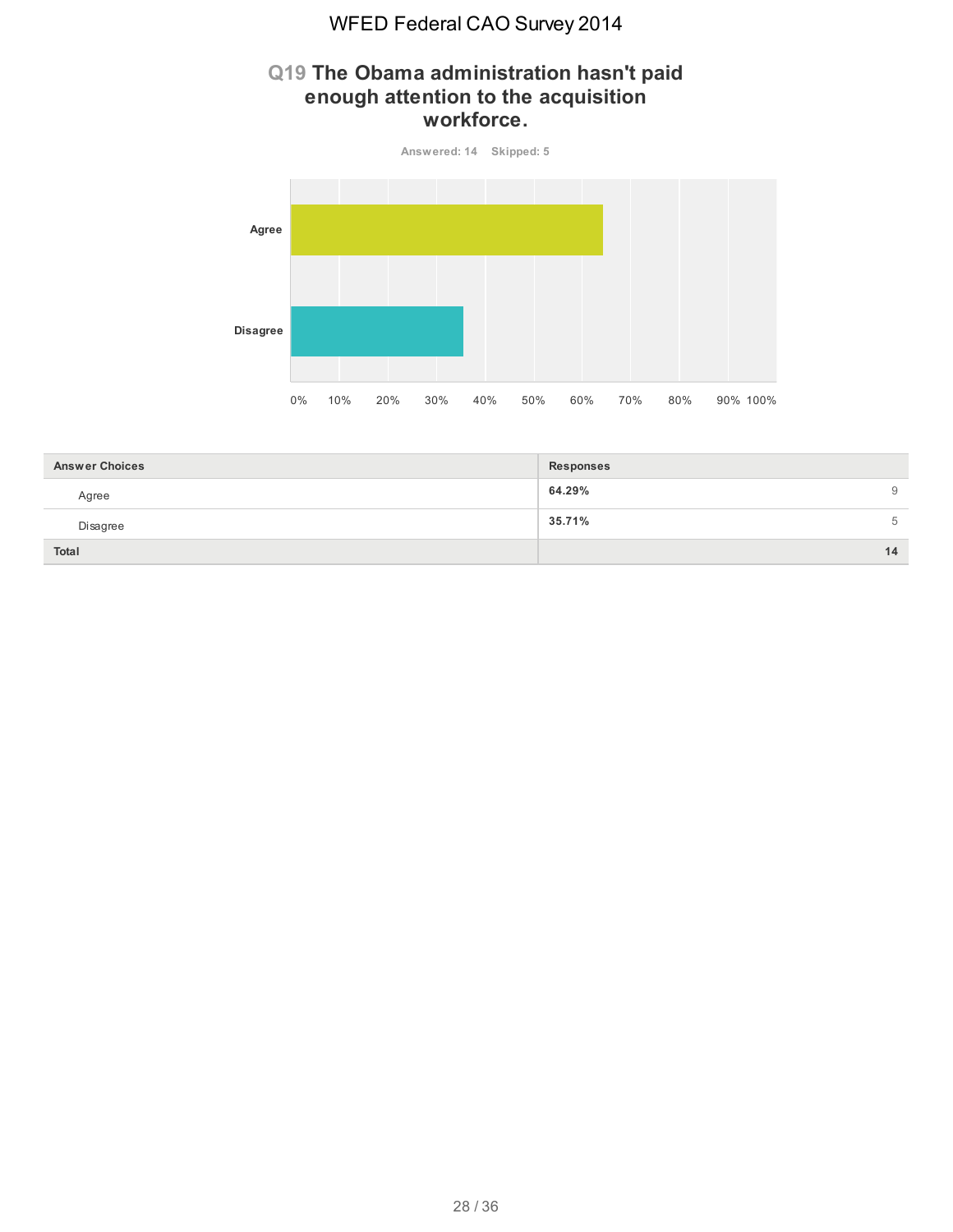## Q19 The Obama administration hasn't paid enough attention to the acquisition workforce.

Answered: 14 Skipped: 5

| Answer Choices | Responses | |
|---|---|---|
| Agree | 64.29% | 9 |
| Disagree | 35.71% | 5 |
| Total | | 14 |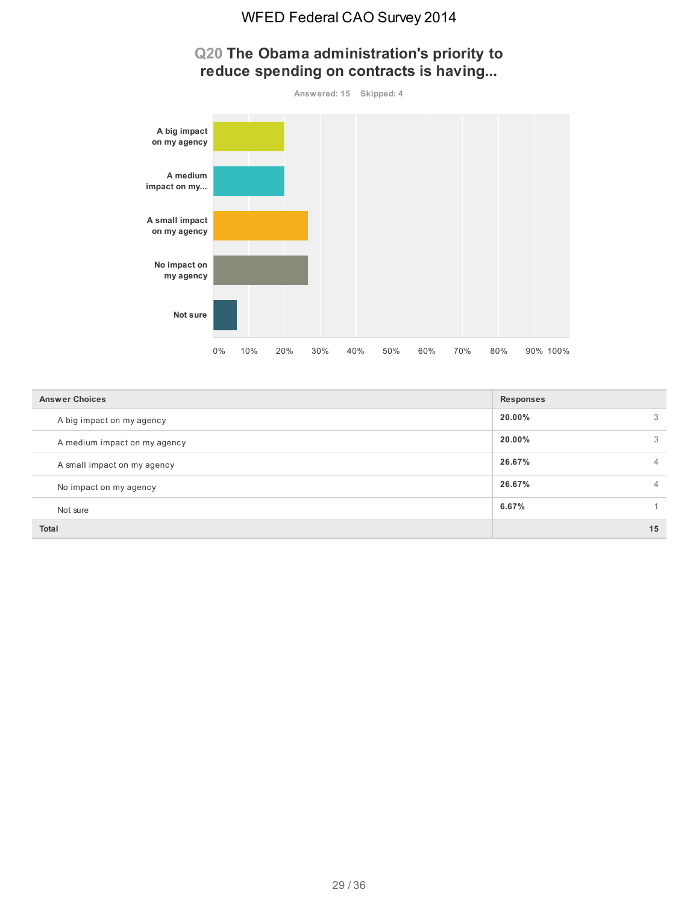# WFED Federal CAO Survey 2014

## Q20 The Obama administration's priority to reduce spending on contracts is having...

Answered: 15 Skipped: 4

| Answer Choices | Responses | |
|---|---|---|
| A big impact on my agency | 20.00% | 3 |
| A medium impact on my agency | 20.00% | 3 |
| A small impact on my agency | 26.67% | 4 |
| No impact on my agency | 26.67% | 4 |
| Not sure | 6.67% | 1 |
| **Total** | | **15** |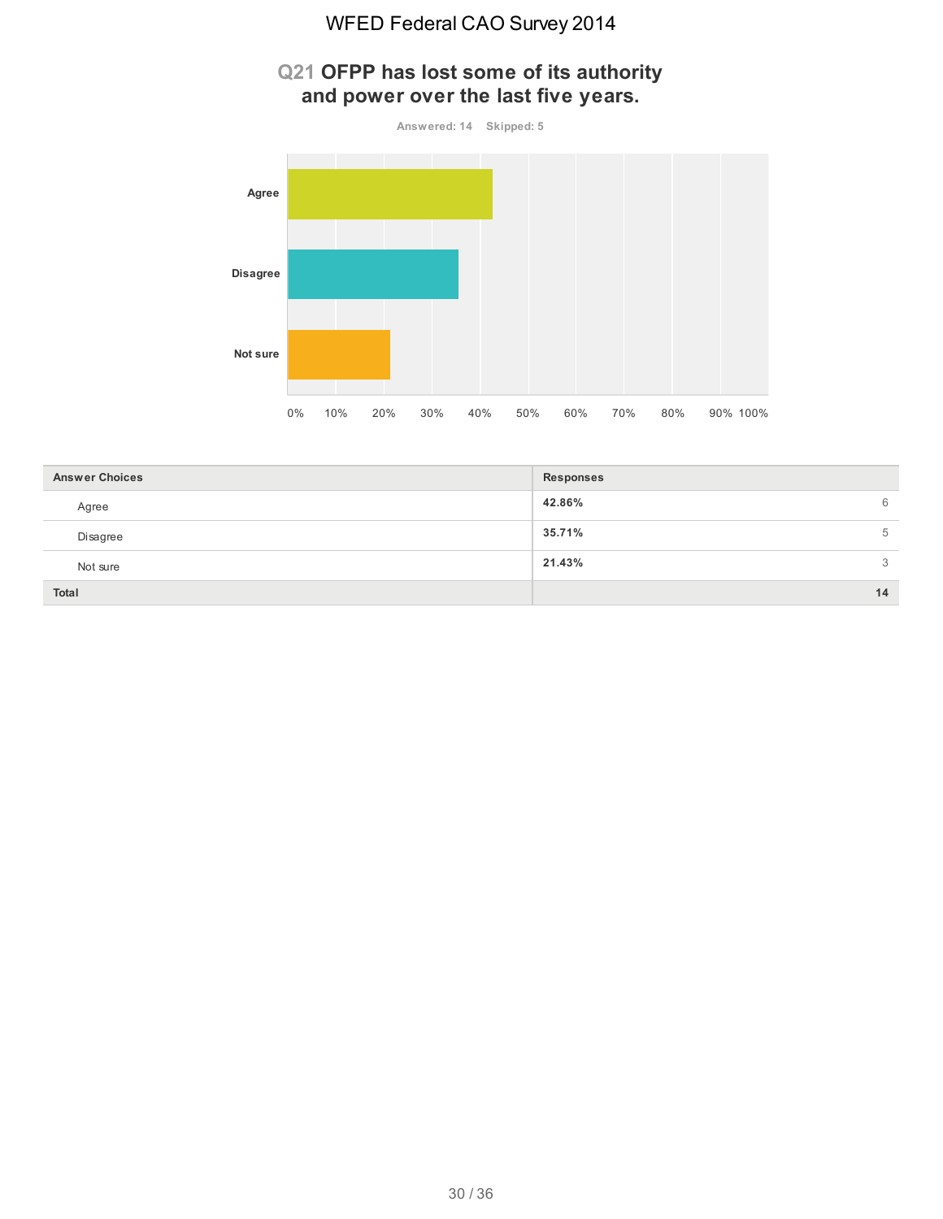## Q21 OFPP has lost some of its authority and power over the last five years.

Answered: 14 Skipped: 5

| Answer Choices | Responses | |
|---|---|---|
| Agree | 42.86% | 6 |
| Disagree | 35.71% | 5 |
| Not sure | 21.43% | 3 |
| **Total** | | **14** |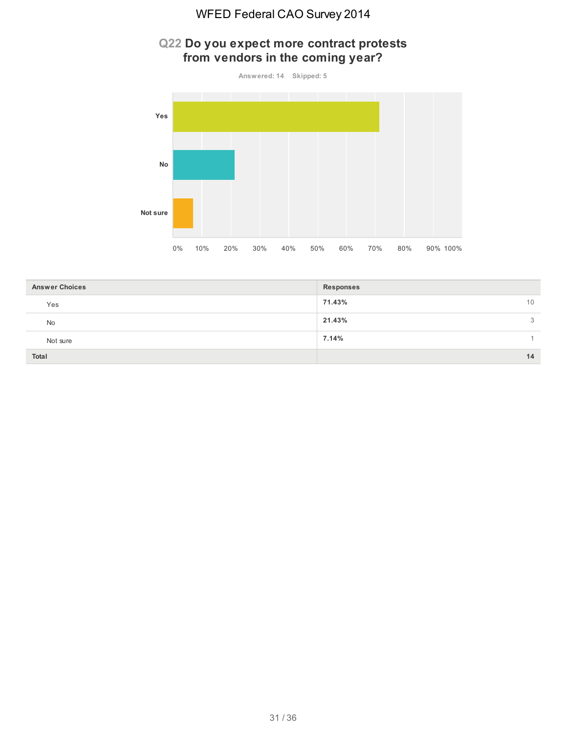## Q22 Do you expect more contract protests from vendors in the coming year?

Answered: 14 Skipped: 5

| Answer Choices | Responses | |
|---|---|---|
| Yes | 71.43% | 10 |
| No | 21.43% | 3 |
| Not sure | 7.14% | 1 |
| Total | | 14 |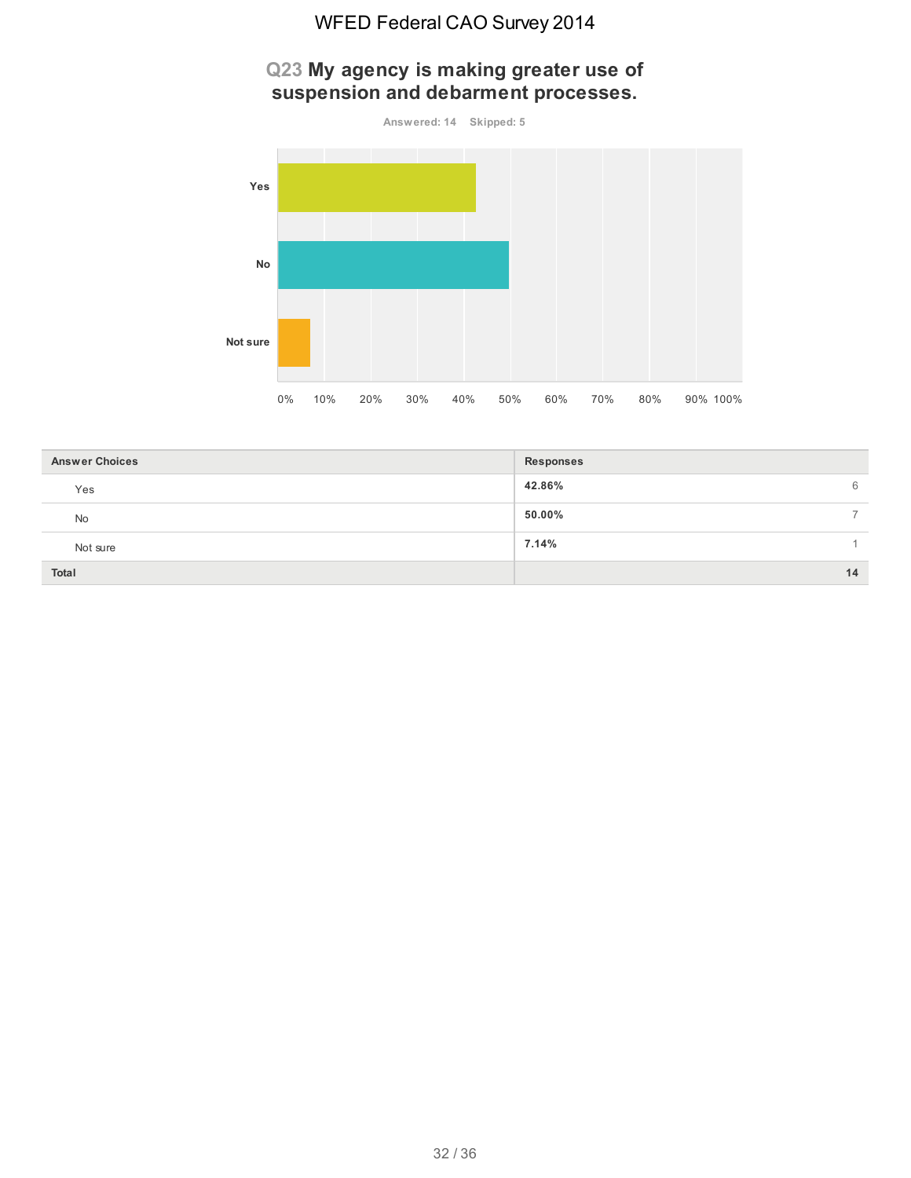## Q23 My agency is making greater use of suspension and debarment processes.

Answered: 14 Skipped: 5

| Answer Choices | Responses | |
|---|---|---|
| Yes | 42.86% | 6 |
| No | 50.00% | 7 |
| Not sure | 7.14% | 1 |
| Total | | 14 |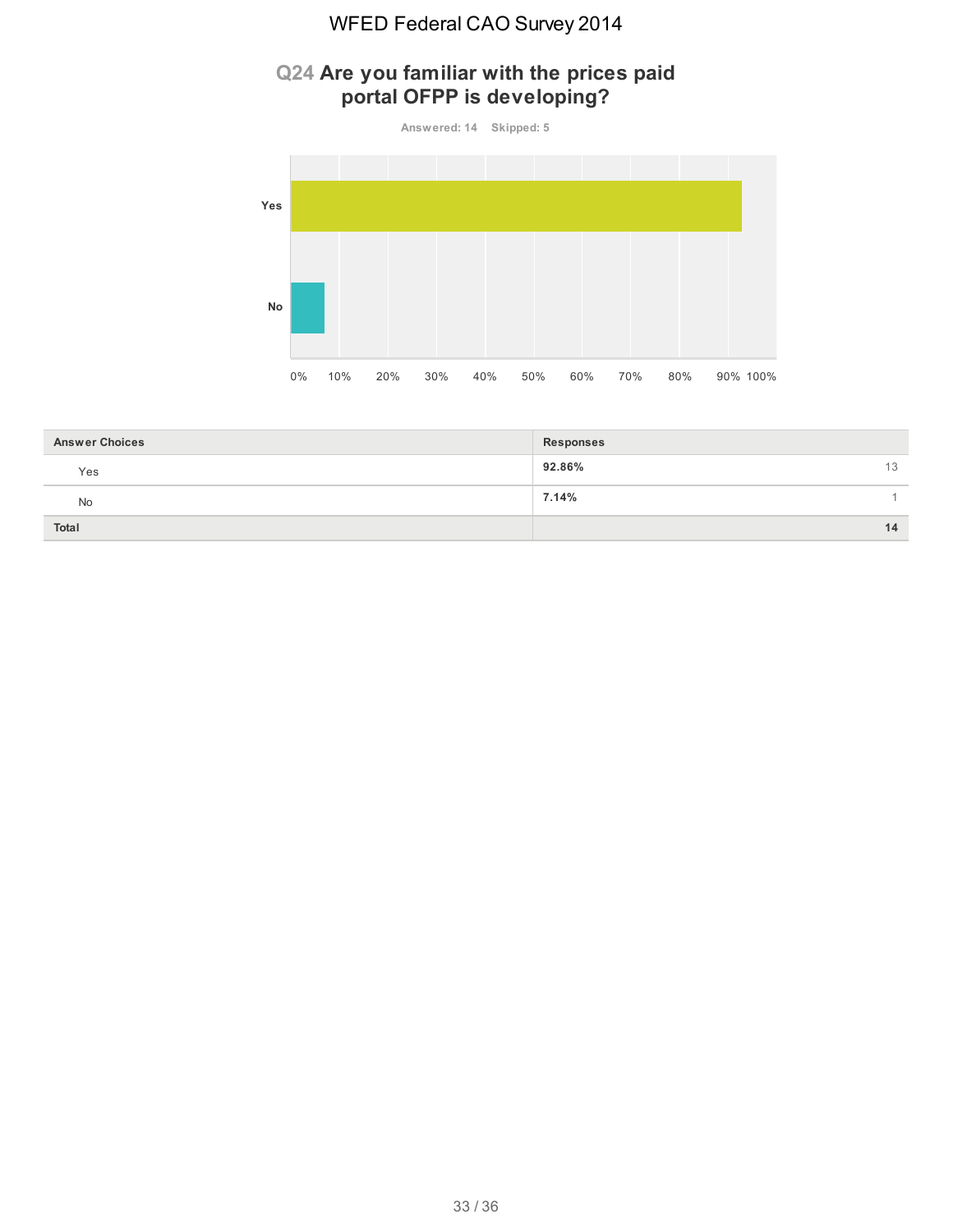## Q24 Are you familiar with the prices paid portal OFPP is developing?

Answered: 14 Skipped: 5

| Answer Choices | Responses | |
|---|---|---|
| Yes | 92.86% | 13 |
| No | 7.14% | 1 |
| **Total** | | **14** |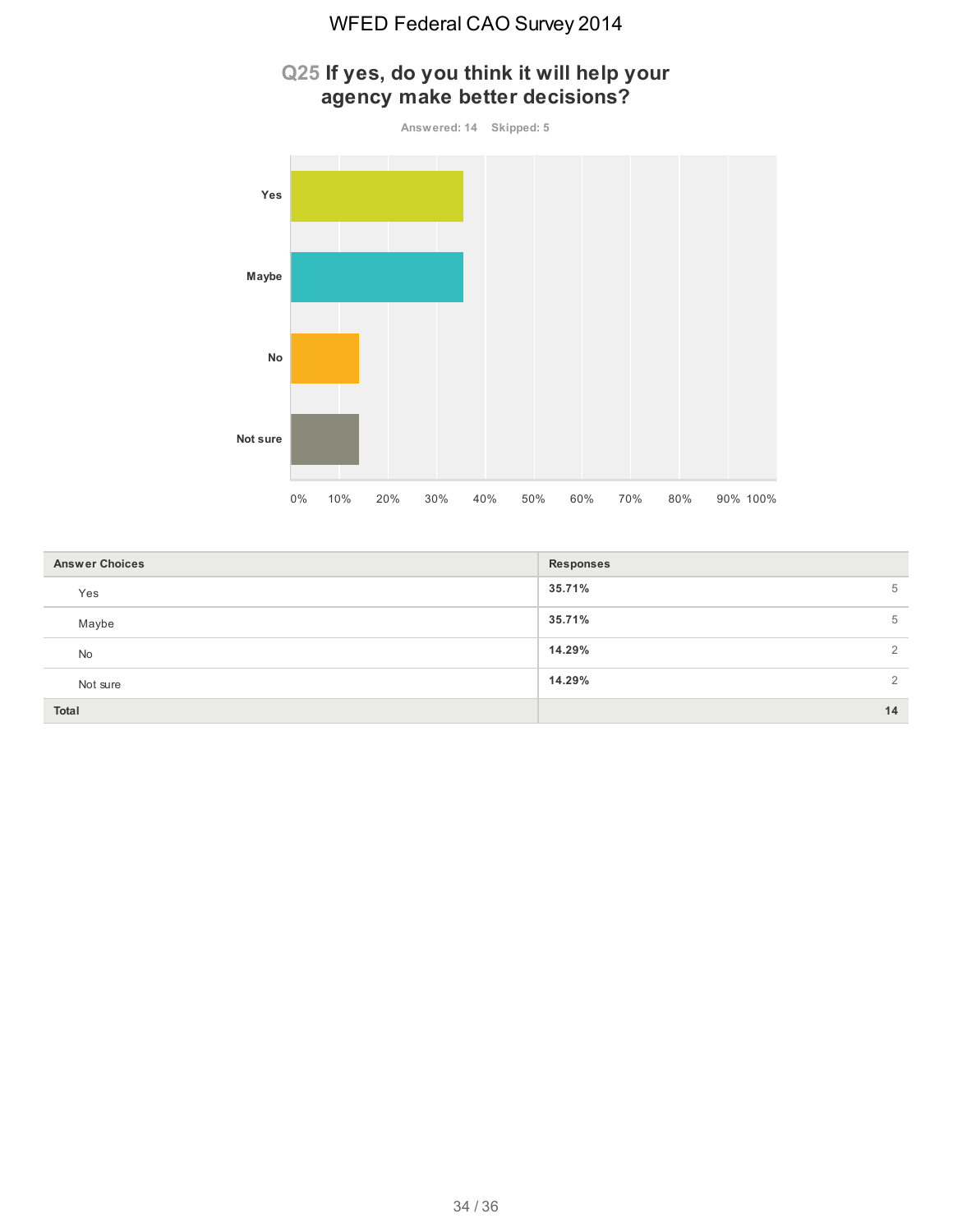## Q25 If yes, do you think it will help your agency make better decisions?

Answered: 14 Skipped: 5

| Answer Choices | Responses | |
|---|---|---|
| Yes | 35.71% | 5 |
| Maybe | 35.71% | 5 |
| No | 14.29% | 2 |
| Not sure | 14.29% | 2 |
| **Total** | | **14** |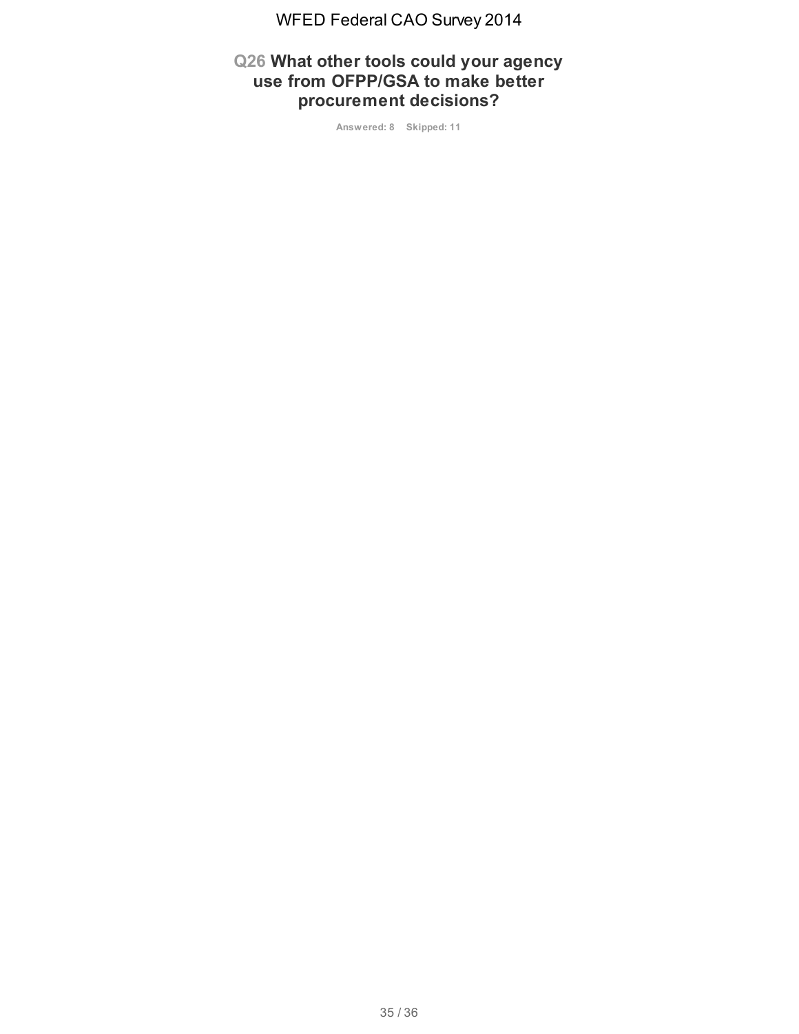## Q26 What other tools could your agency use from OFPP/GSA to make better procurement decisions?

Answered: 8 Skipped: 11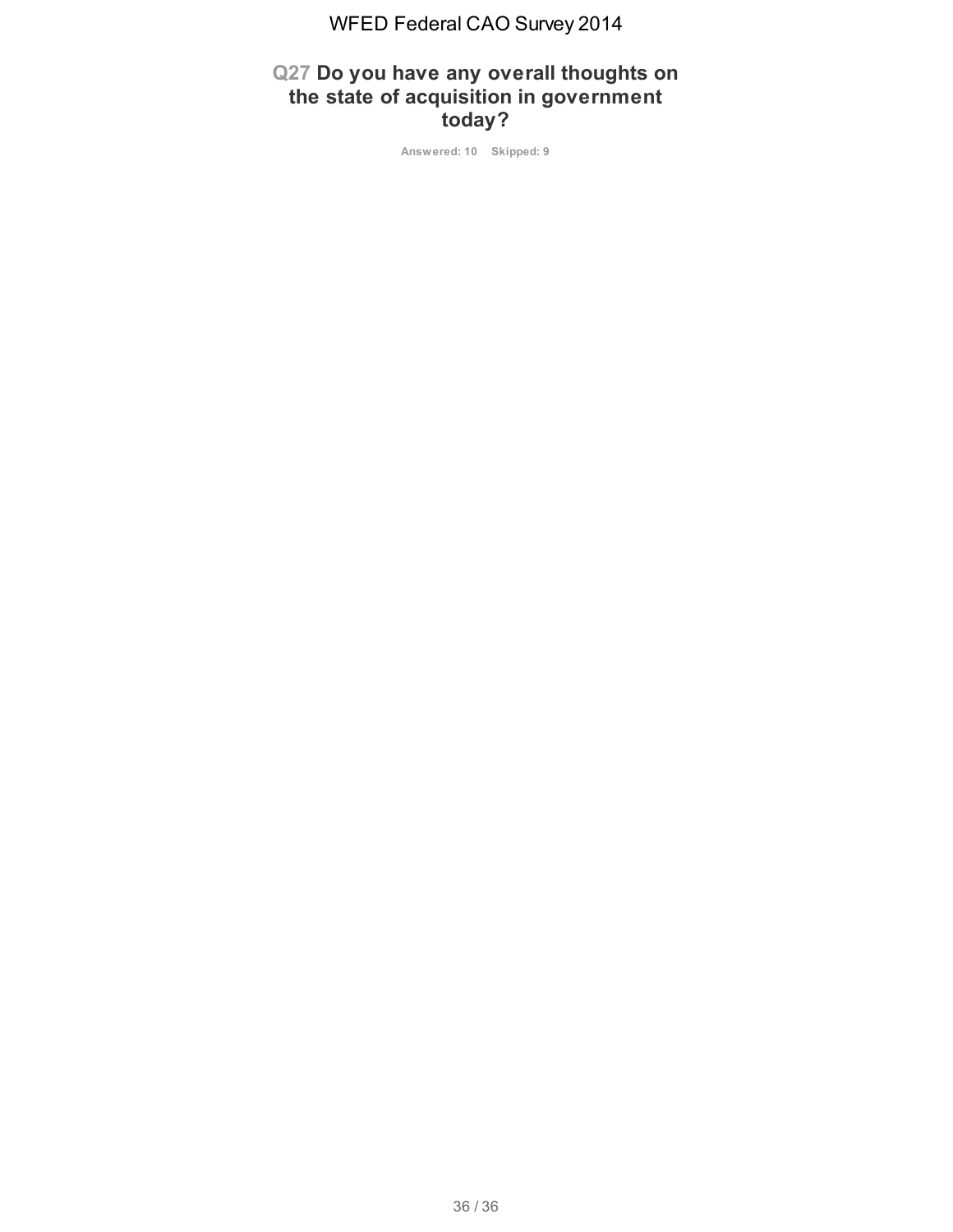## Q27 Do you have any overall thoughts on the state of acquisition in government today?

**Answered: 10 Skipped: 9**